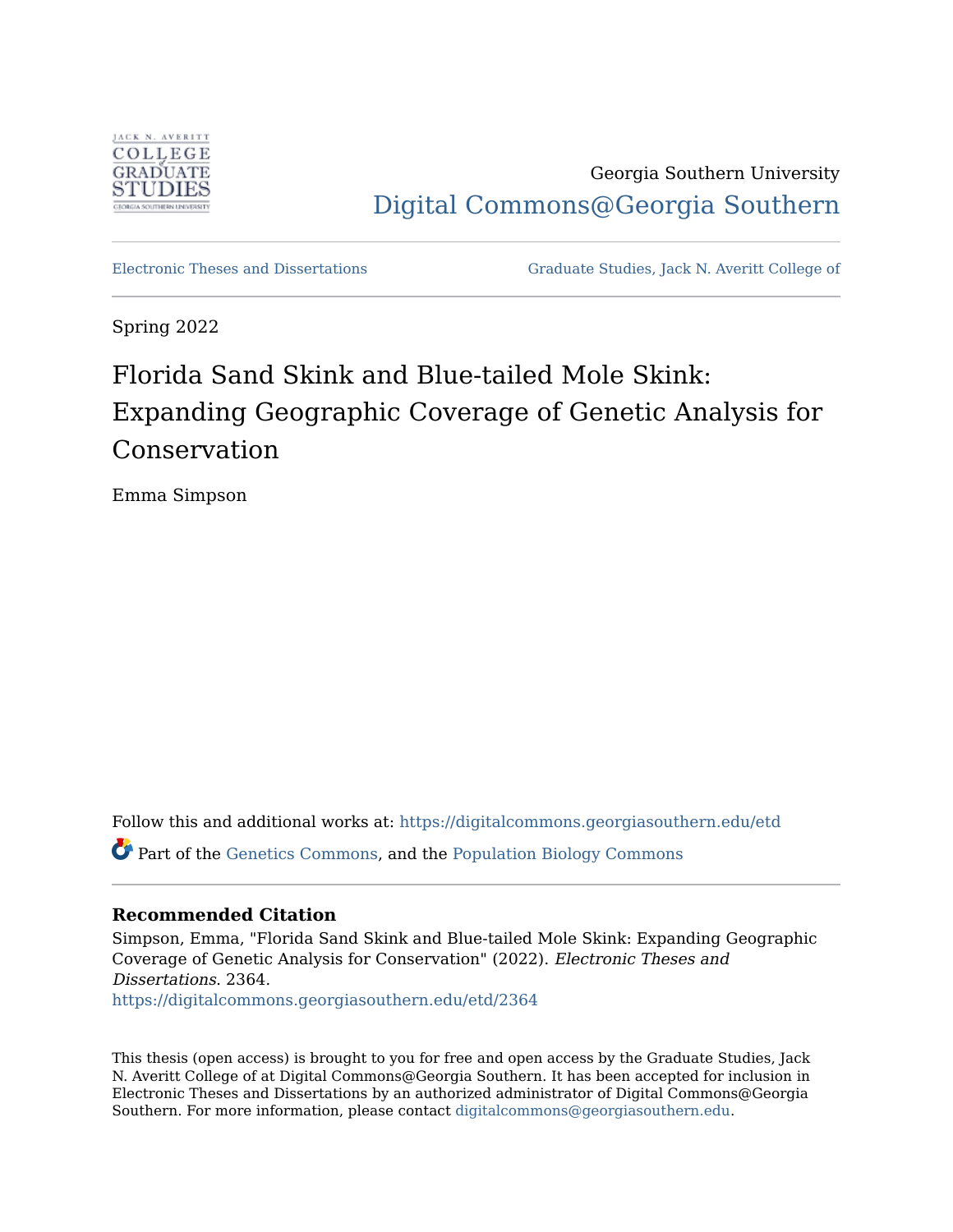Georgia Southern University

Digital Commons@Georgia Southern

Electronic Theses and Dissertations | Graduate Studies, Jack N. Averitt College of

Spring 2022

# Florida Sand Skink and Blue-tailed Mole Skink: Expanding Geographic Coverage of Genetic Analysis for Conservation

Emma Simpson

Follow this and additional works at: https://digitalcommons.georgiasouthern.edu/etd

Part of the Genetics Commons, and the Population Biology Commons

### Recommended Citation

Simpson, Emma, "Florida Sand Skink and Blue-tailed Mole Skink: Expanding Geographic Coverage of Genetic Analysis for Conservation" (2022). *Electronic Theses and Dissertations*. 2364.
https://digitalcommons.georgiasouthern.edu/etd/2364

This thesis (open access) is brought to you for free and open access by the Graduate Studies, Jack N. Averitt College of at Digital Commons@Georgia Southern. It has been accepted for inclusion in Electronic Theses and Dissertations by an authorized administrator of Digital Commons@Georgia Southern. For more information, please contact digitalcommons@georgiasouthern.edu.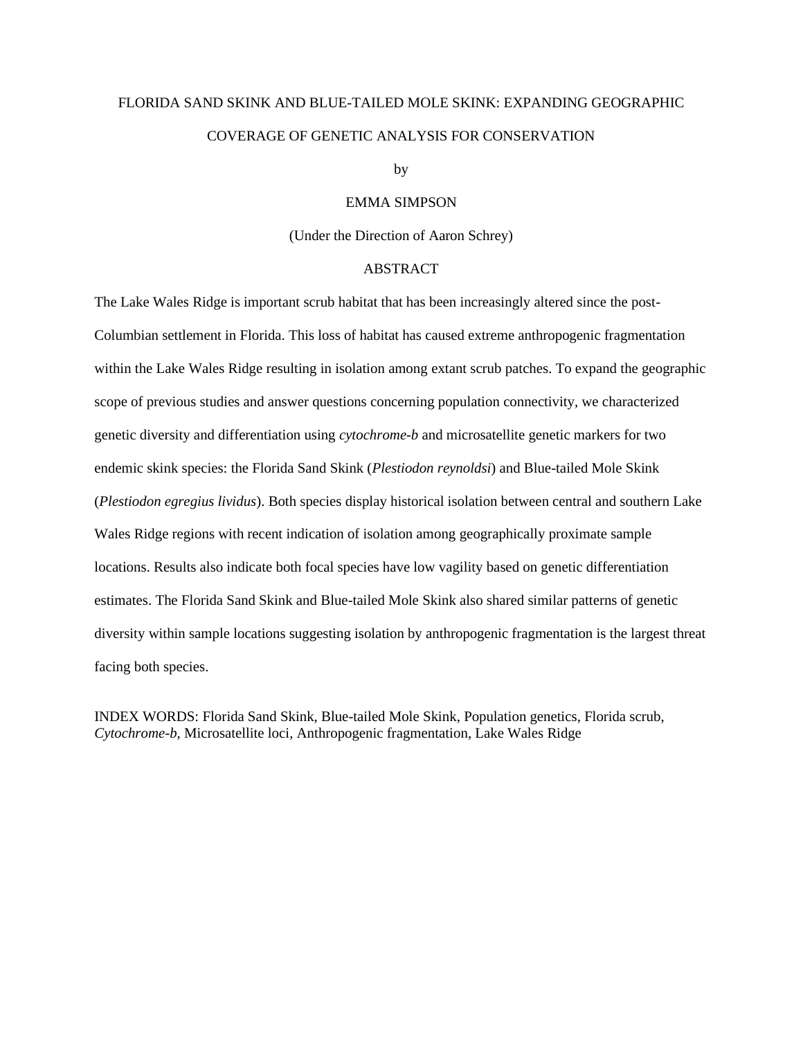FLORIDA SAND SKINK AND BLUE-TAILED MOLE SKINK: EXPANDING GEOGRAPHIC COVERAGE OF GENETIC ANALYSIS FOR CONSERVATION

by

EMMA SIMPSON

(Under the Direction of Aaron Schrey)

## ABSTRACT

The Lake Wales Ridge is important scrub habitat that has been increasingly altered since the post-Columbian settlement in Florida. This loss of habitat has caused extreme anthropogenic fragmentation within the Lake Wales Ridge resulting in isolation among extant scrub patches. To expand the geographic scope of previous studies and answer questions concerning population connectivity, we characterized genetic diversity and differentiation using *cytochrome-b* and microsatellite genetic markers for two endemic skink species: the Florida Sand Skink (*Plestiodon reynoldsi*) and Blue-tailed Mole Skink (*Plestiodon egregius lividus*). Both species display historical isolation between central and southern Lake Wales Ridge regions with recent indication of isolation among geographically proximate sample locations. Results also indicate both focal species have low vagility based on genetic differentiation estimates. The Florida Sand Skink and Blue-tailed Mole Skink also shared similar patterns of genetic diversity within sample locations suggesting isolation by anthropogenic fragmentation is the largest threat facing both species.

INDEX WORDS: Florida Sand Skink, Blue-tailed Mole Skink, Population genetics, Florida scrub, *Cytochrome-b*, Microsatellite loci, Anthropogenic fragmentation, Lake Wales Ridge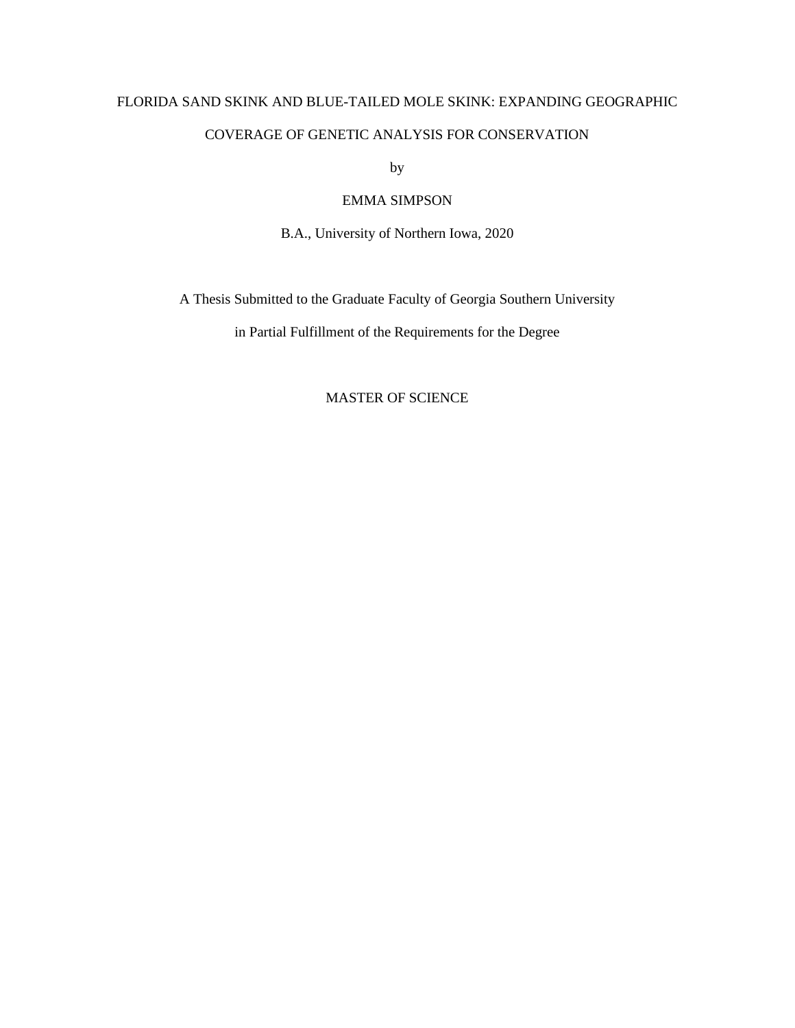FLORIDA SAND SKINK AND BLUE-TAILED MOLE SKINK: EXPANDING GEOGRAPHIC COVERAGE OF GENETIC ANALYSIS FOR CONSERVATION

by

EMMA SIMPSON

B.A., University of Northern Iowa, 2020

A Thesis Submitted to the Graduate Faculty of Georgia Southern University

in Partial Fulfillment of the Requirements for the Degree

MASTER OF SCIENCE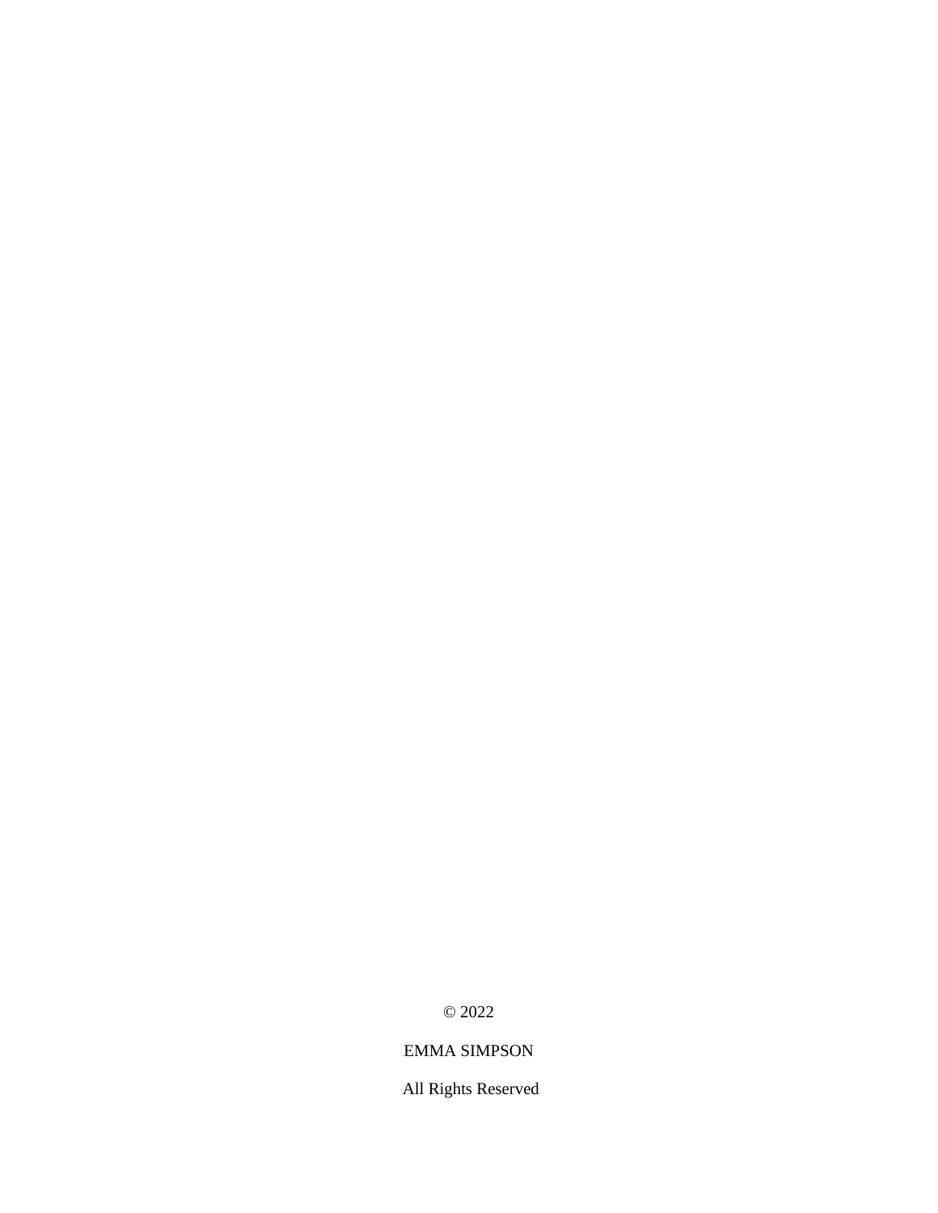© 2022

EMMA SIMPSON

All Rights Reserved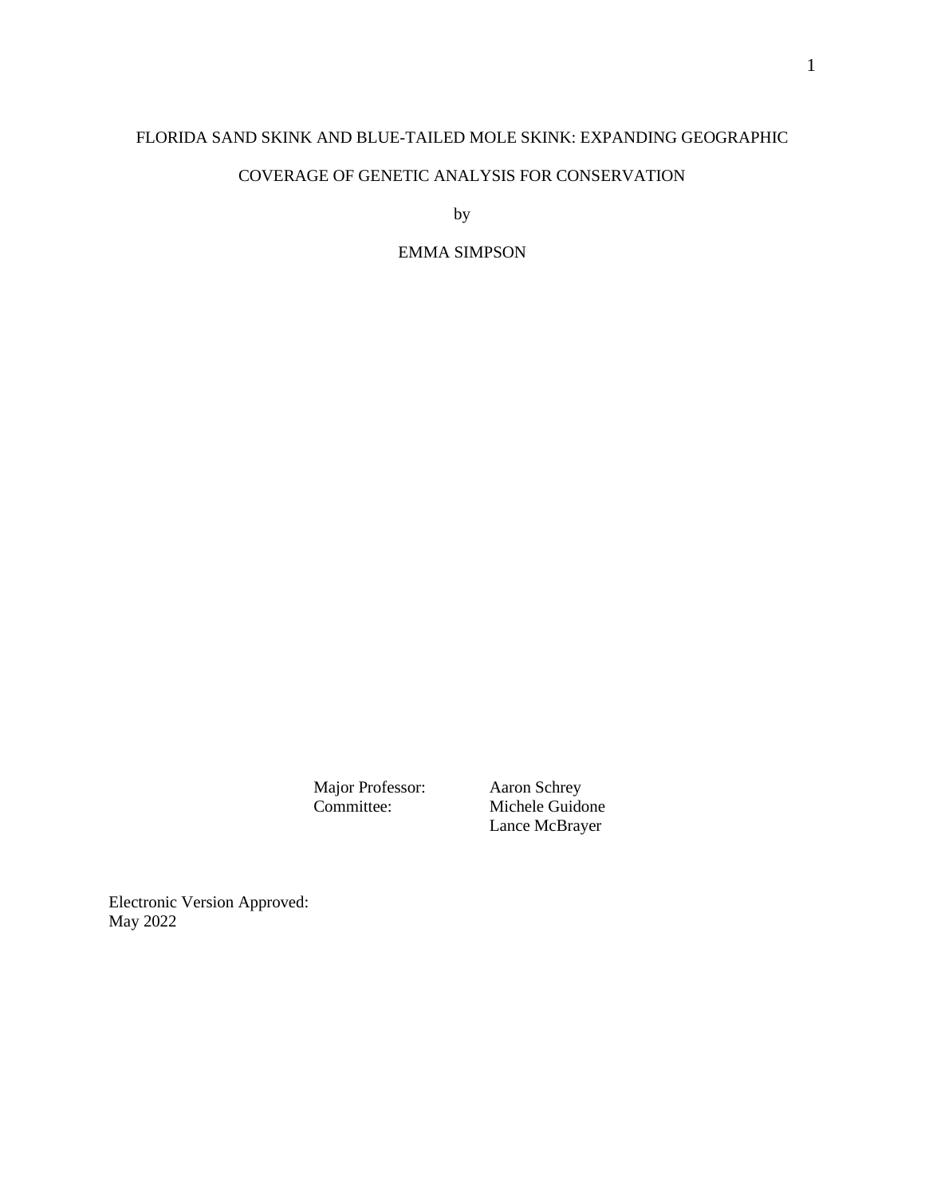FLORIDA SAND SKINK AND BLUE-TAILED MOLE SKINK: EXPANDING GEOGRAPHIC COVERAGE OF GENETIC ANALYSIS FOR CONSERVATION

by

EMMA SIMPSON

Major Professor: Aaron Schrey
Committee: Michele Guidone
Lance McBrayer

Electronic Version Approved:
May 2022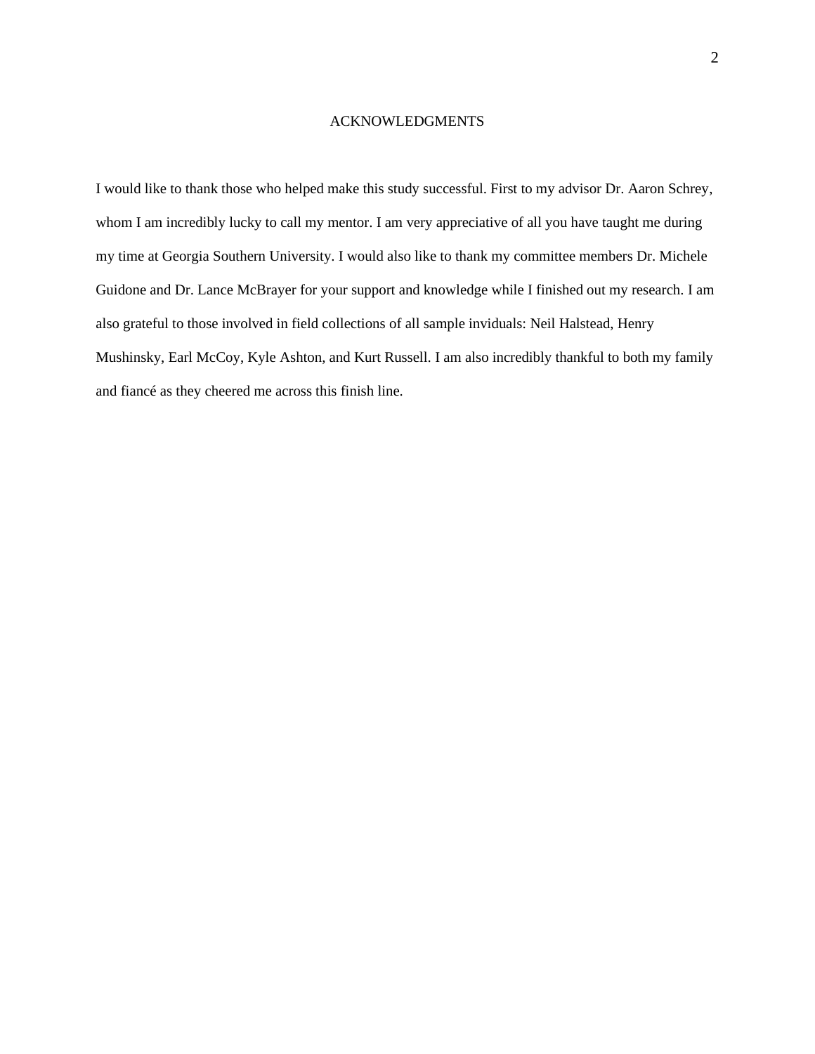# ACKNOWLEDGMENTS

I would like to thank those who helped make this study successful. First to my advisor Dr. Aaron Schrey, whom I am incredibly lucky to call my mentor. I am very appreciative of all you have taught me during my time at Georgia Southern University. I would also like to thank my committee members Dr. Michele Guidone and Dr. Lance McBrayer for your support and knowledge while I finished out my research. I am also grateful to those involved in field collections of all sample inviduals: Neil Halstead, Henry Mushinsky, Earl McCoy, Kyle Ashton, and Kurt Russell. I am also incredibly thankful to both my family and fiancé as they cheered me across this finish line.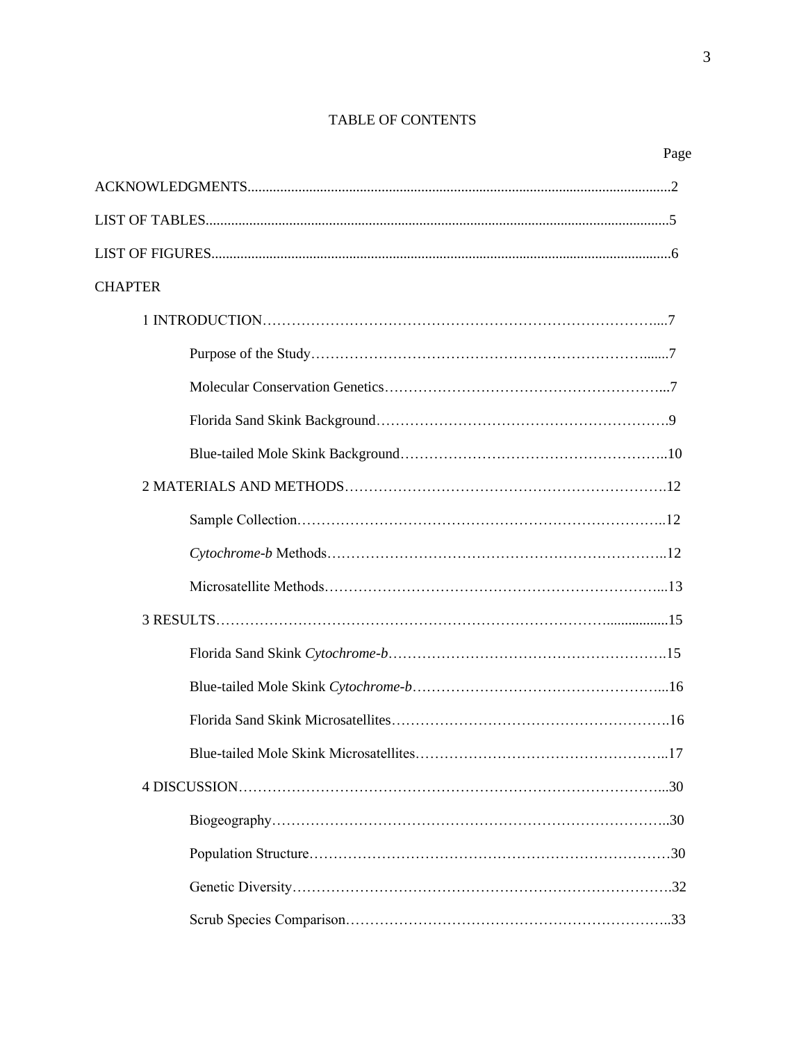# TABLE OF CONTENTS

Page

ACKNOWLEDGMENTS....2

LIST OF TABLES....5

LIST OF FIGURES....6

CHAPTER

- 1 INTRODUCTION....7
  - Purpose of the Study....7
  - Molecular Conservation Genetics....7
  - Florida Sand Skink Background....9
  - Blue-tailed Mole Skink Background....10
- 2 MATERIALS AND METHODS....12
  - Sample Collection....12
  - *Cytochrome-b* Methods....12
  - Microsatellite Methods....13
- 3 RESULTS....15
  - Florida Sand Skink *Cytochrome-b*....15
  - Blue-tailed Mole Skink *Cytochrome-b*....16
  - Florida Sand Skink Microsatellites....16
  - Blue-tailed Mole Skink Microsatellites....17
- 4 DISCUSSION....30
  - Biogeography....30
  - Population Structure....30
  - Genetic Diversity....32
  - Scrub Species Comparison....33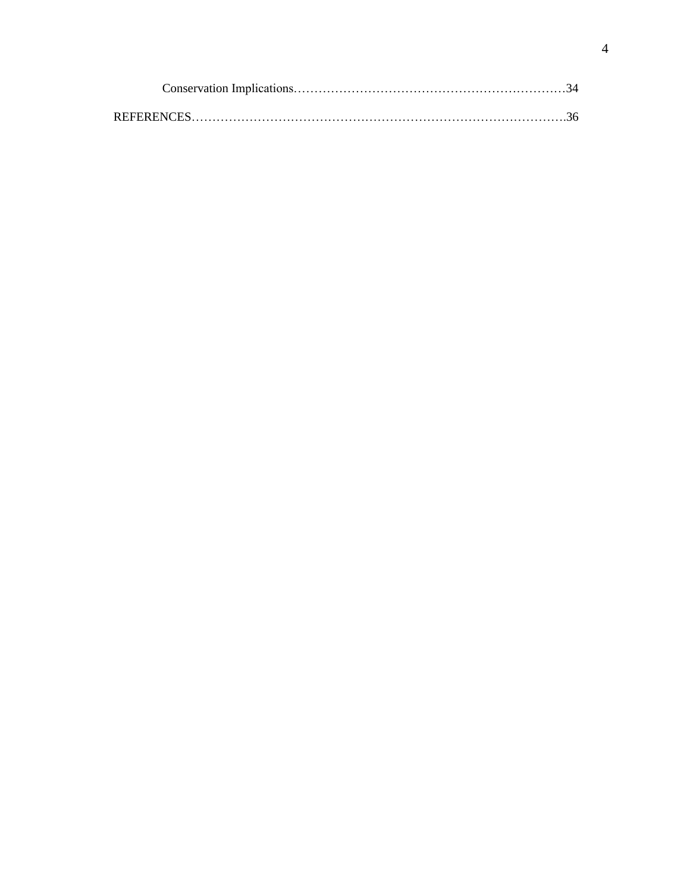Conservation Implications……………………………………………………………34

REFERENCES……………………………………………………………………………….36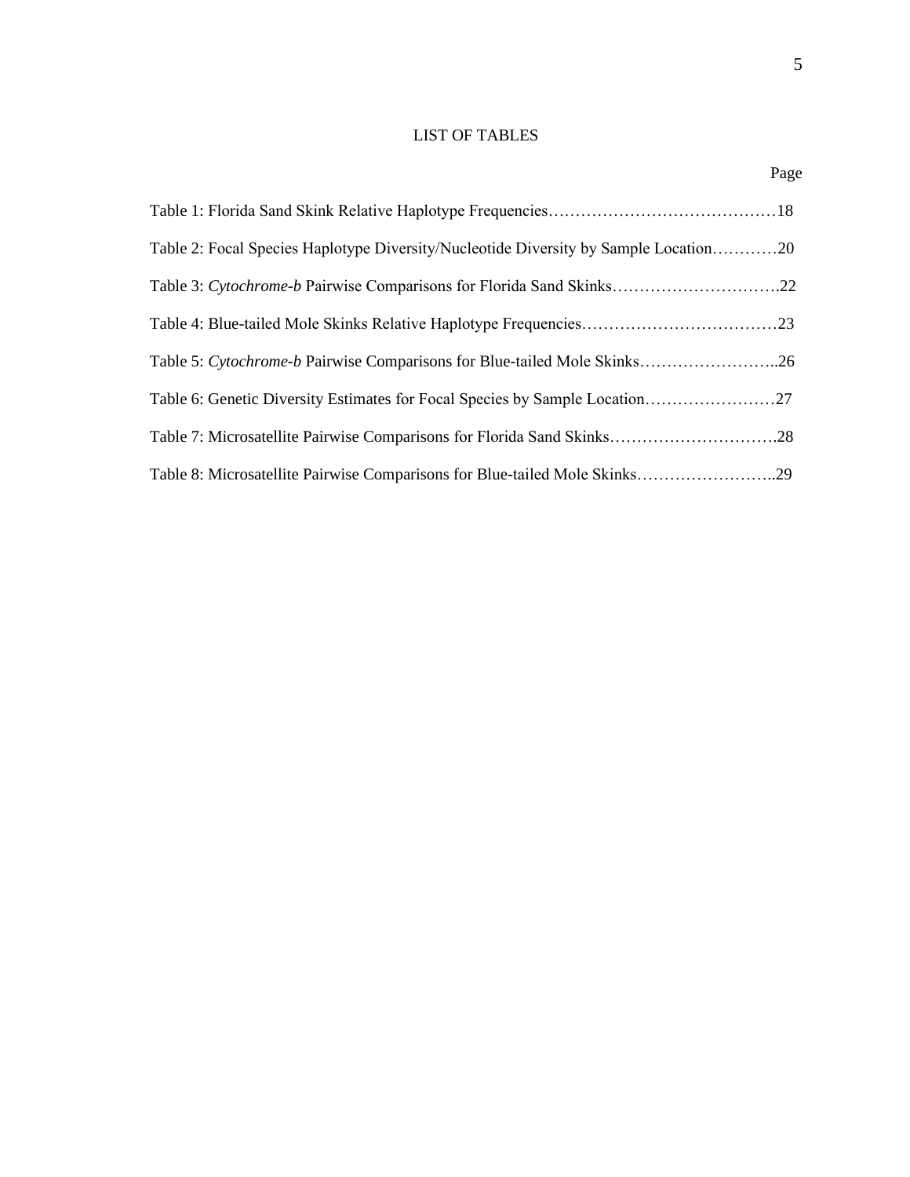# LIST OF TABLES

Page

Table 1: Florida Sand Skink Relative Haplotype Frequencies……………………………………18

Table 2: Focal Species Haplotype Diversity/Nucleotide Diversity by Sample Location…………20

Table 3: *Cytochrome-b* Pairwise Comparisons for Florida Sand Skinks………………………….22

Table 4: Blue-tailed Mole Skinks Relative Haplotype Frequencies………………………………23

Table 5: *Cytochrome-b* Pairwise Comparisons for Blue-tailed Mole Skinks……………………..26

Table 6: Genetic Diversity Estimates for Focal Species by Sample Location……………………27

Table 7: Microsatellite Pairwise Comparisons for Florida Sand Skinks………………………….28

Table 8: Microsatellite Pairwise Comparisons for Blue-tailed Mole Skinks……………………..29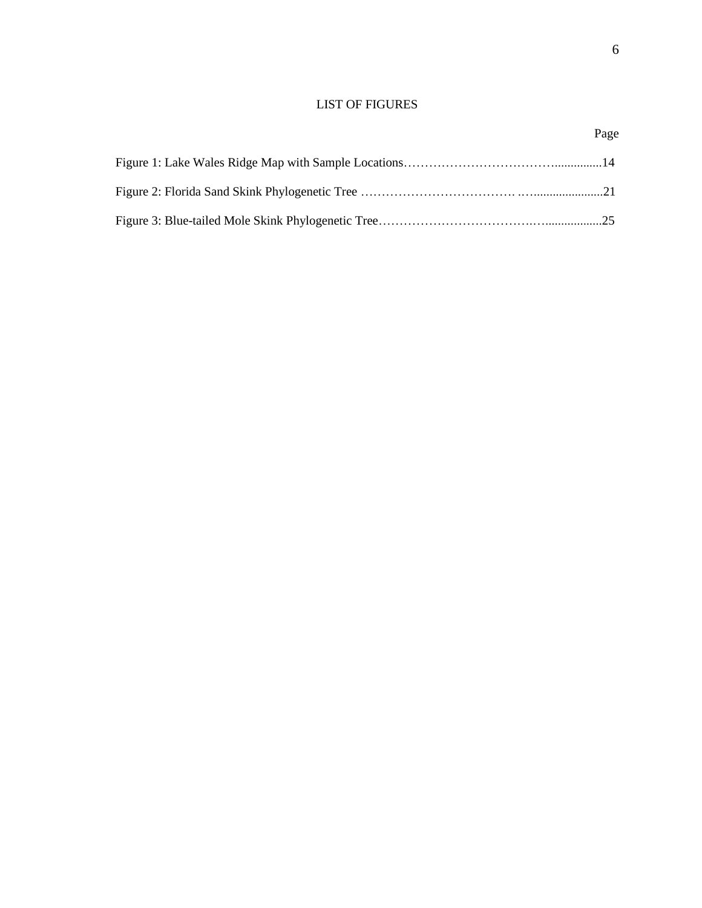# LIST OF FIGURES

| | Page |
|---|---|
| Figure 1: Lake Wales Ridge Map with Sample Locations | 14 |
| Figure 2: Florida Sand Skink Phylogenetic Tree | 21 |
| Figure 3: Blue-tailed Mole Skink Phylogenetic Tree | 25 |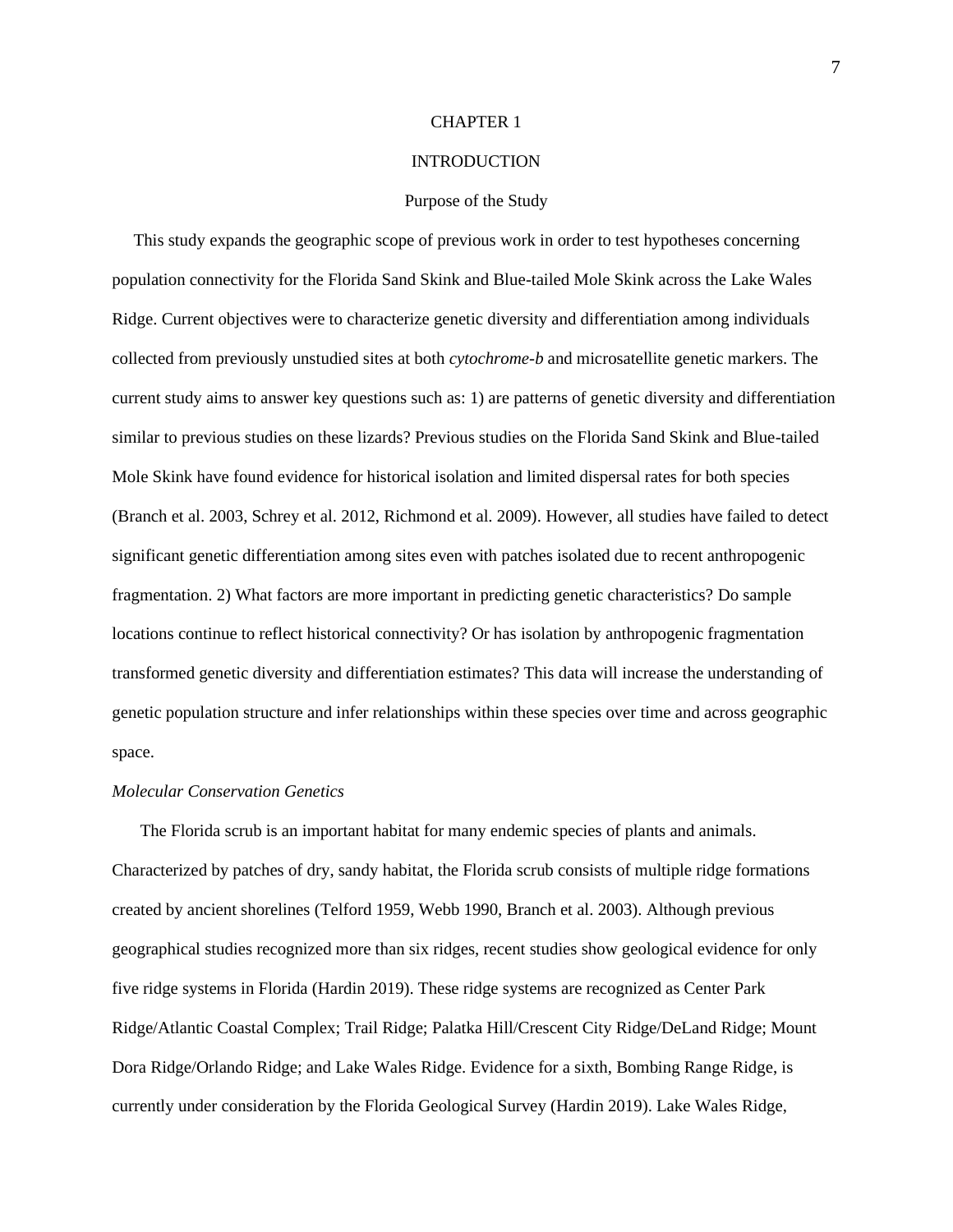# CHAPTER 1

# INTRODUCTION

## Purpose of the Study

This study expands the geographic scope of previous work in order to test hypotheses concerning population connectivity for the Florida Sand Skink and Blue-tailed Mole Skink across the Lake Wales Ridge. Current objectives were to characterize genetic diversity and differentiation among individuals collected from previously unstudied sites at both *cytochrome-b* and microsatellite genetic markers. The current study aims to answer key questions such as: 1) are patterns of genetic diversity and differentiation similar to previous studies on these lizards? Previous studies on the Florida Sand Skink and Blue-tailed Mole Skink have found evidence for historical isolation and limited dispersal rates for both species (Branch et al. 2003, Schrey et al. 2012, Richmond et al. 2009). However, all studies have failed to detect significant genetic differentiation among sites even with patches isolated due to recent anthropogenic fragmentation. 2) What factors are more important in predicting genetic characteristics? Do sample locations continue to reflect historical connectivity? Or has isolation by anthropogenic fragmentation transformed genetic diversity and differentiation estimates? This data will increase the understanding of genetic population structure and infer relationships within these species over time and across geographic space.

### *Molecular Conservation Genetics*

The Florida scrub is an important habitat for many endemic species of plants and animals. Characterized by patches of dry, sandy habitat, the Florida scrub consists of multiple ridge formations created by ancient shorelines (Telford 1959, Webb 1990, Branch et al. 2003). Although previous geographical studies recognized more than six ridges, recent studies show geological evidence for only five ridge systems in Florida (Hardin 2019). These ridge systems are recognized as Center Park Ridge/Atlantic Coastal Complex; Trail Ridge; Palatka Hill/Crescent City Ridge/DeLand Ridge; Mount Dora Ridge/Orlando Ridge; and Lake Wales Ridge. Evidence for a sixth, Bombing Range Ridge, is currently under consideration by the Florida Geological Survey (Hardin 2019). Lake Wales Ridge,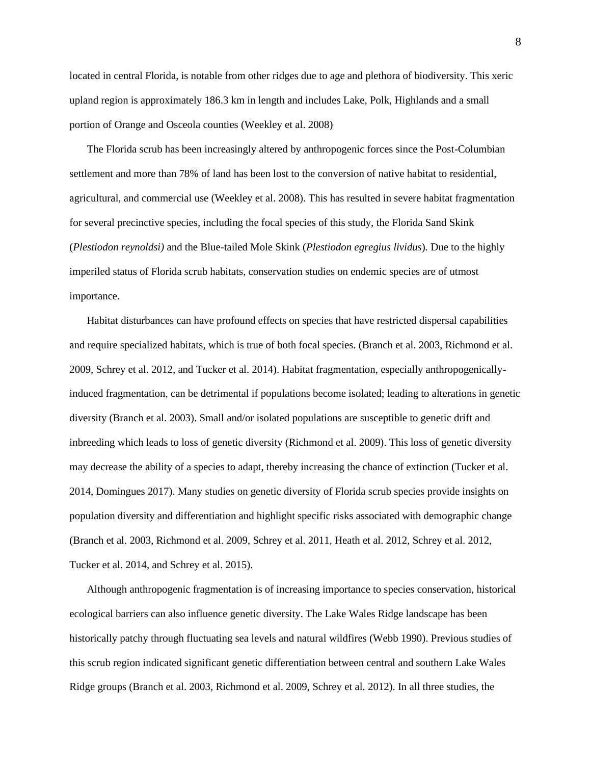located in central Florida, is notable from other ridges due to age and plethora of biodiversity. This xeric upland region is approximately 186.3 km in length and includes Lake, Polk, Highlands and a small portion of Orange and Osceola counties (Weekley et al. 2008)

The Florida scrub has been increasingly altered by anthropogenic forces since the Post-Columbian settlement and more than 78% of land has been lost to the conversion of native habitat to residential, agricultural, and commercial use (Weekley et al. 2008). This has resulted in severe habitat fragmentation for several precinctive species, including the focal species of this study, the Florida Sand Skink (*Plestiodon reynoldsi)* and the Blue-tailed Mole Skink (*Plestiodon egregius lividus*). Due to the highly imperiled status of Florida scrub habitats, conservation studies on endemic species are of utmost importance.

Habitat disturbances can have profound effects on species that have restricted dispersal capabilities and require specialized habitats, which is true of both focal species. (Branch et al. 2003, Richmond et al. 2009, Schrey et al. 2012, and Tucker et al. 2014). Habitat fragmentation, especially anthropogenically-induced fragmentation, can be detrimental if populations become isolated; leading to alterations in genetic diversity (Branch et al. 2003). Small and/or isolated populations are susceptible to genetic drift and inbreeding which leads to loss of genetic diversity (Richmond et al. 2009). This loss of genetic diversity may decrease the ability of a species to adapt, thereby increasing the chance of extinction (Tucker et al. 2014, Domingues 2017). Many studies on genetic diversity of Florida scrub species provide insights on population diversity and differentiation and highlight specific risks associated with demographic change (Branch et al. 2003, Richmond et al. 2009, Schrey et al. 2011, Heath et al. 2012, Schrey et al. 2012, Tucker et al. 2014, and Schrey et al. 2015).

Although anthropogenic fragmentation is of increasing importance to species conservation, historical ecological barriers can also influence genetic diversity. The Lake Wales Ridge landscape has been historically patchy through fluctuating sea levels and natural wildfires (Webb 1990). Previous studies of this scrub region indicated significant genetic differentiation between central and southern Lake Wales Ridge groups (Branch et al. 2003, Richmond et al. 2009, Schrey et al. 2012). In all three studies, the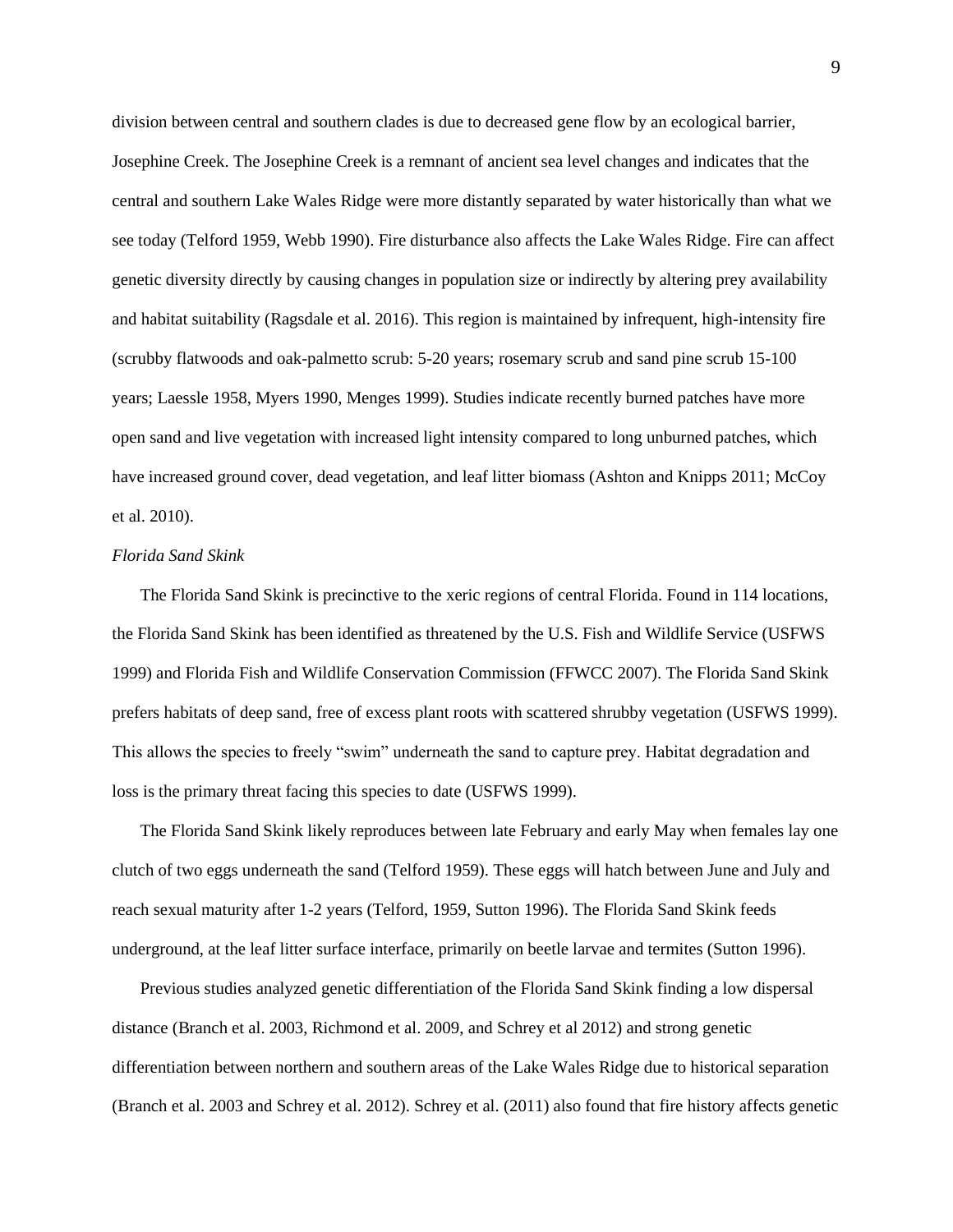division between central and southern clades is due to decreased gene flow by an ecological barrier, Josephine Creek. The Josephine Creek is a remnant of ancient sea level changes and indicates that the central and southern Lake Wales Ridge were more distantly separated by water historically than what we see today (Telford 1959, Webb 1990). Fire disturbance also affects the Lake Wales Ridge. Fire can affect genetic diversity directly by causing changes in population size or indirectly by altering prey availability and habitat suitability (Ragsdale et al. 2016). This region is maintained by infrequent, high-intensity fire (scrubby flatwoods and oak-palmetto scrub: 5-20 years; rosemary scrub and sand pine scrub 15-100 years; Laessle 1958, Myers 1990, Menges 1999). Studies indicate recently burned patches have more open sand and live vegetation with increased light intensity compared to long unburned patches, which have increased ground cover, dead vegetation, and leaf litter biomass (Ashton and Knipps 2011; McCoy et al. 2010).

*Florida Sand Skink*

The Florida Sand Skink is precinctive to the xeric regions of central Florida. Found in 114 locations, the Florida Sand Skink has been identified as threatened by the U.S. Fish and Wildlife Service (USFWS 1999) and Florida Fish and Wildlife Conservation Commission (FFWCC 2007). The Florida Sand Skink prefers habitats of deep sand, free of excess plant roots with scattered shrubby vegetation (USFWS 1999). This allows the species to freely "swim" underneath the sand to capture prey. Habitat degradation and loss is the primary threat facing this species to date (USFWS 1999).

The Florida Sand Skink likely reproduces between late February and early May when females lay one clutch of two eggs underneath the sand (Telford 1959). These eggs will hatch between June and July and reach sexual maturity after 1-2 years (Telford, 1959, Sutton 1996). The Florida Sand Skink feeds underground, at the leaf litter surface interface, primarily on beetle larvae and termites (Sutton 1996).

Previous studies analyzed genetic differentiation of the Florida Sand Skink finding a low dispersal distance (Branch et al. 2003, Richmond et al. 2009, and Schrey et al 2012) and strong genetic differentiation between northern and southern areas of the Lake Wales Ridge due to historical separation (Branch et al. 2003 and Schrey et al. 2012). Schrey et al. (2011) also found that fire history affects genetic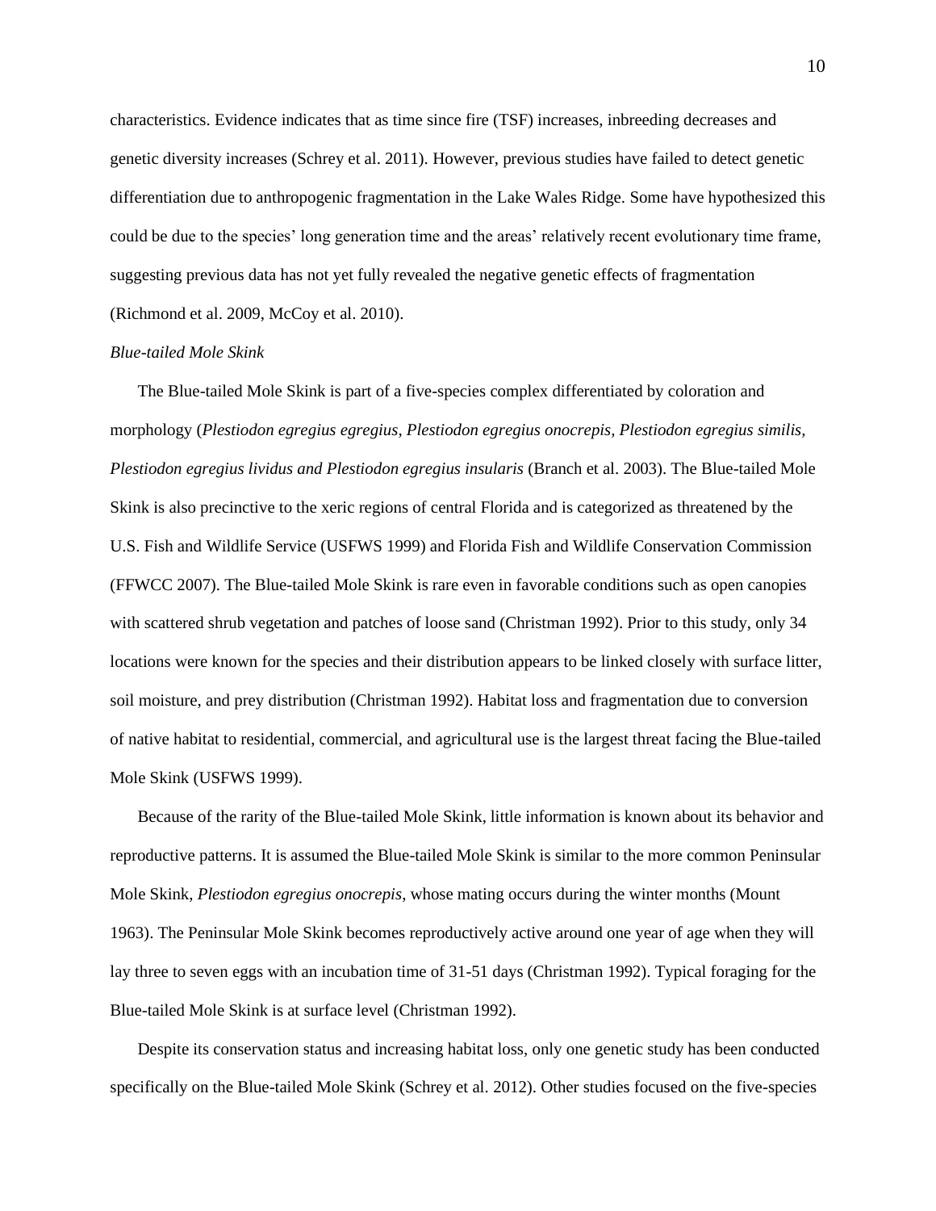characteristics. Evidence indicates that as time since fire (TSF) increases, inbreeding decreases and genetic diversity increases (Schrey et al. 2011). However, previous studies have failed to detect genetic differentiation due to anthropogenic fragmentation in the Lake Wales Ridge. Some have hypothesized this could be due to the species' long generation time and the areas' relatively recent evolutionary time frame, suggesting previous data has not yet fully revealed the negative genetic effects of fragmentation (Richmond et al. 2009, McCoy et al. 2010).

*Blue-tailed Mole Skink*

The Blue-tailed Mole Skink is part of a five-species complex differentiated by coloration and morphology (*Plestiodon egregius egregius, Plestiodon egregius onocrepis, Plestiodon egregius similis, Plestiodon egregius lividus and Plestiodon egregius insularis* (Branch et al. 2003). The Blue-tailed Mole Skink is also precinctive to the xeric regions of central Florida and is categorized as threatened by the U.S. Fish and Wildlife Service (USFWS 1999) and Florida Fish and Wildlife Conservation Commission (FFWCC 2007). The Blue-tailed Mole Skink is rare even in favorable conditions such as open canopies with scattered shrub vegetation and patches of loose sand (Christman 1992). Prior to this study, only 34 locations were known for the species and their distribution appears to be linked closely with surface litter, soil moisture, and prey distribution (Christman 1992). Habitat loss and fragmentation due to conversion of native habitat to residential, commercial, and agricultural use is the largest threat facing the Blue-tailed Mole Skink (USFWS 1999).

Because of the rarity of the Blue-tailed Mole Skink, little information is known about its behavior and reproductive patterns. It is assumed the Blue-tailed Mole Skink is similar to the more common Peninsular Mole Skink, *Plestiodon egregius onocrepis*, whose mating occurs during the winter months (Mount 1963). The Peninsular Mole Skink becomes reproductively active around one year of age when they will lay three to seven eggs with an incubation time of 31-51 days (Christman 1992). Typical foraging for the Blue-tailed Mole Skink is at surface level (Christman 1992).

Despite its conservation status and increasing habitat loss, only one genetic study has been conducted specifically on the Blue-tailed Mole Skink (Schrey et al. 2012). Other studies focused on the five-species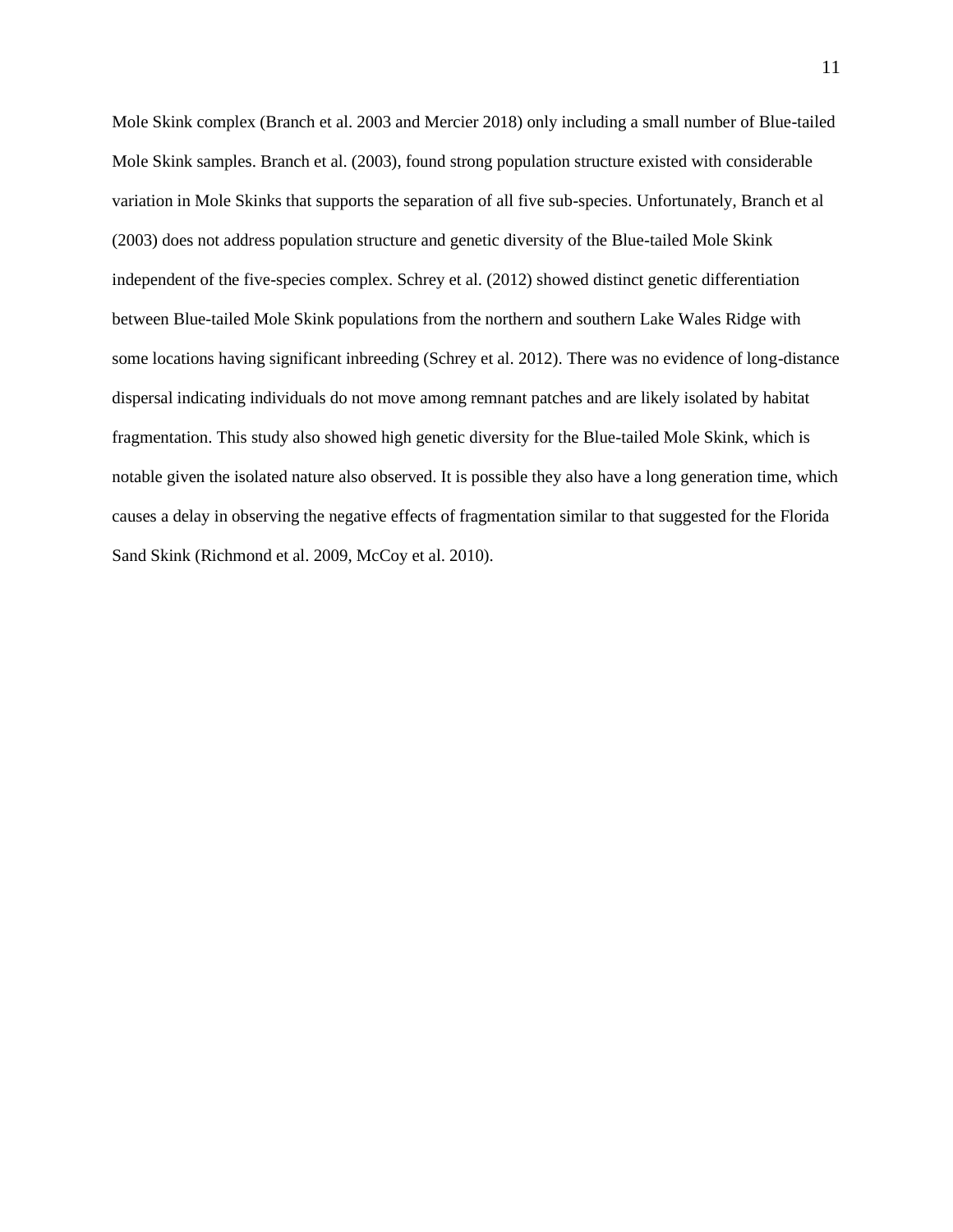Mole Skink complex (Branch et al. 2003 and Mercier 2018) only including a small number of Blue-tailed Mole Skink samples. Branch et al. (2003), found strong population structure existed with considerable variation in Mole Skinks that supports the separation of all five sub-species. Unfortunately, Branch et al (2003) does not address population structure and genetic diversity of the Blue-tailed Mole Skink independent of the five-species complex. Schrey et al. (2012) showed distinct genetic differentiation between Blue-tailed Mole Skink populations from the northern and southern Lake Wales Ridge with some locations having significant inbreeding (Schrey et al. 2012). There was no evidence of long-distance dispersal indicating individuals do not move among remnant patches and are likely isolated by habitat fragmentation. This study also showed high genetic diversity for the Blue-tailed Mole Skink, which is notable given the isolated nature also observed. It is possible they also have a long generation time, which causes a delay in observing the negative effects of fragmentation similar to that suggested for the Florida Sand Skink (Richmond et al. 2009, McCoy et al. 2010).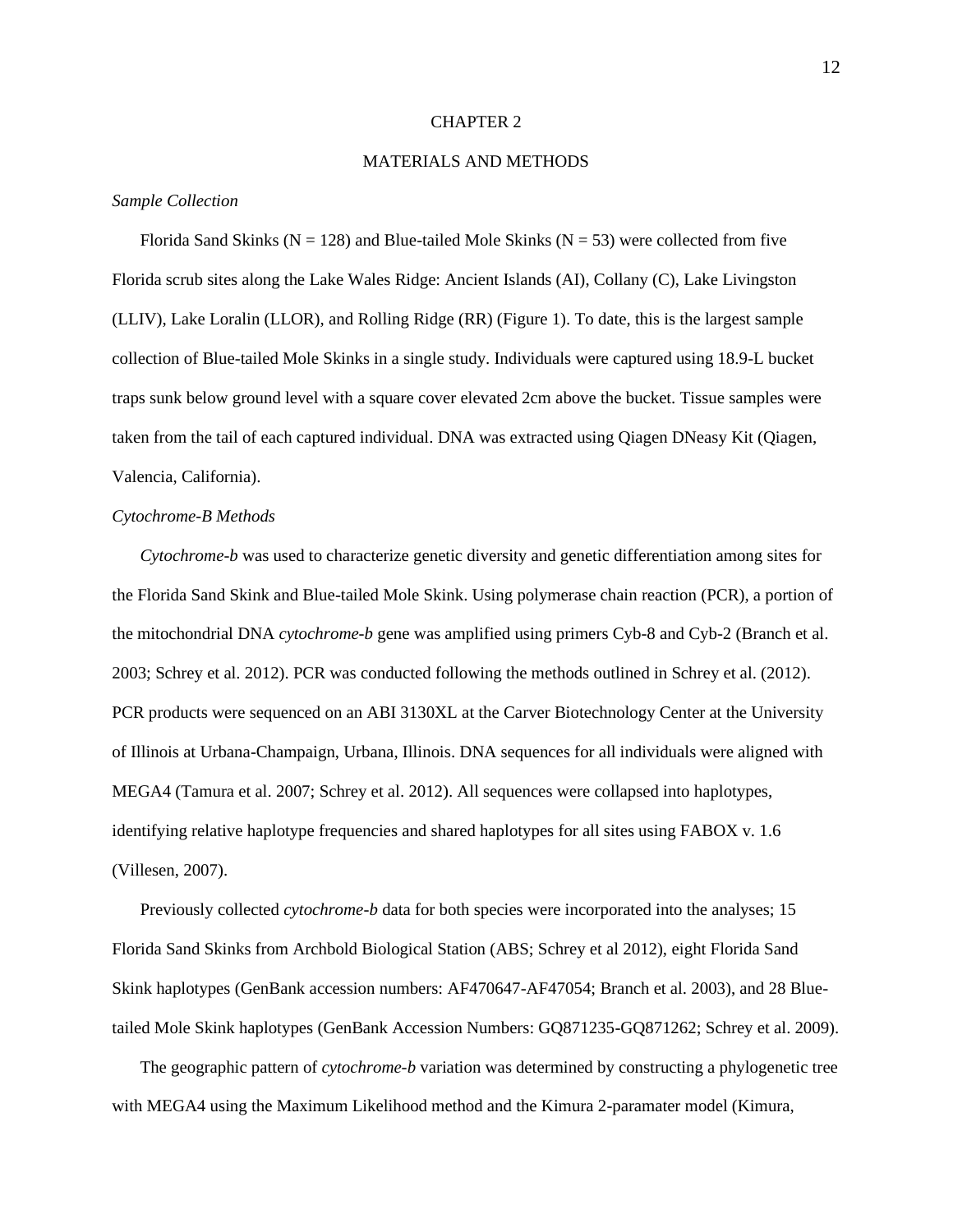# CHAPTER 2

# MATERIALS AND METHODS

*Sample Collection*

Florida Sand Skinks (N = 128) and Blue-tailed Mole Skinks (N = 53) were collected from five Florida scrub sites along the Lake Wales Ridge: Ancient Islands (AI), Collany (C), Lake Livingston (LLIV), Lake Loralin (LLOR), and Rolling Ridge (RR) (Figure 1). To date, this is the largest sample collection of Blue-tailed Mole Skinks in a single study. Individuals were captured using 18.9-L bucket traps sunk below ground level with a square cover elevated 2cm above the bucket. Tissue samples were taken from the tail of each captured individual. DNA was extracted using Qiagen DNeasy Kit (Qiagen, Valencia, California).

*Cytochrome-B Methods*

*Cytochrome-b* was used to characterize genetic diversity and genetic differentiation among sites for the Florida Sand Skink and Blue-tailed Mole Skink. Using polymerase chain reaction (PCR), a portion of the mitochondrial DNA *cytochrome-b* gene was amplified using primers Cyb-8 and Cyb-2 (Branch et al. 2003; Schrey et al. 2012). PCR was conducted following the methods outlined in Schrey et al. (2012). PCR products were sequenced on an ABI 3130XL at the Carver Biotechnology Center at the University of Illinois at Urbana-Champaign, Urbana, Illinois. DNA sequences for all individuals were aligned with MEGA4 (Tamura et al. 2007; Schrey et al. 2012). All sequences were collapsed into haplotypes, identifying relative haplotype frequencies and shared haplotypes for all sites using FABOX v. 1.6 (Villesen, 2007).

Previously collected *cytochrome-b* data for both species were incorporated into the analyses; 15 Florida Sand Skinks from Archbold Biological Station (ABS; Schrey et al 2012), eight Florida Sand Skink haplotypes (GenBank accession numbers: AF470647-AF47054; Branch et al. 2003), and 28 Blue-tailed Mole Skink haplotypes (GenBank Accession Numbers: GQ871235-GQ871262; Schrey et al. 2009).

The geographic pattern of *cytochrome-b* variation was determined by constructing a phylogenetic tree with MEGA4 using the Maximum Likelihood method and the Kimura 2-paramater model (Kimura,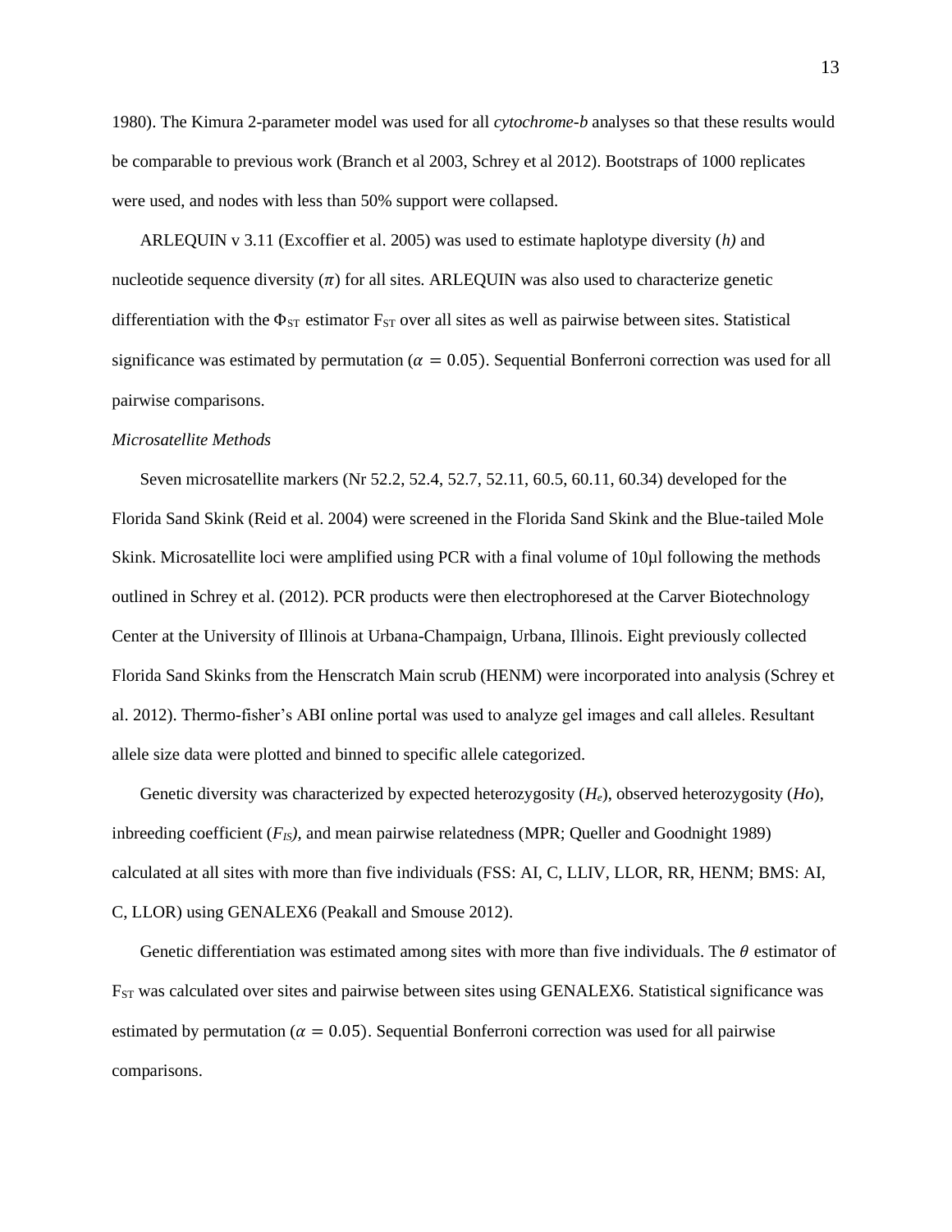1980). The Kimura 2-parameter model was used for all *cytochrome-b* analyses so that these results would be comparable to previous work (Branch et al 2003, Schrey et al 2012). Bootstraps of 1000 replicates were used, and nodes with less than 50% support were collapsed.

ARLEQUIN v 3.11 (Excoffier et al. 2005) was used to estimate haplotype diversity (*h)* and nucleotide sequence diversity ($\pi$) for all sites. ARLEQUIN was also used to characterize genetic differentiation with the $\Phi_{ST}$ estimator $F_{ST}$ over all sites as well as pairwise between sites. Statistical significance was estimated by permutation ($\alpha = 0.05$). Sequential Bonferroni correction was used for all pairwise comparisons.

*Microsatellite Methods*

Seven microsatellite markers (Nr 52.2, 52.4, 52.7, 52.11, 60.5, 60.11, 60.34) developed for the Florida Sand Skink (Reid et al. 2004) were screened in the Florida Sand Skink and the Blue-tailed Mole Skink. Microsatellite loci were amplified using PCR with a final volume of 10µl following the methods outlined in Schrey et al. (2012). PCR products were then electrophoresed at the Carver Biotechnology Center at the University of Illinois at Urbana-Champaign, Urbana, Illinois. Eight previously collected Florida Sand Skinks from the Henscratch Main scrub (HENM) were incorporated into analysis (Schrey et al. 2012). Thermo-fisher's ABI online portal was used to analyze gel images and call alleles. Resultant allele size data were plotted and binned to specific allele categorized.

Genetic diversity was characterized by expected heterozygosity ($H_e$), observed heterozygosity (*Ho*), inbreeding coefficient ($F_{IS}$), and mean pairwise relatedness (MPR; Queller and Goodnight 1989) calculated at all sites with more than five individuals (FSS: AI, C, LLIV, LLOR, RR, HENM; BMS: AI, C, LLOR) using GENALEX6 (Peakall and Smouse 2012).

Genetic differentiation was estimated among sites with more than five individuals. The $\theta$ estimator of $F_{ST}$ was calculated over sites and pairwise between sites using GENALEX6. Statistical significance was estimated by permutation ($\alpha = 0.05$). Sequential Bonferroni correction was used for all pairwise comparisons.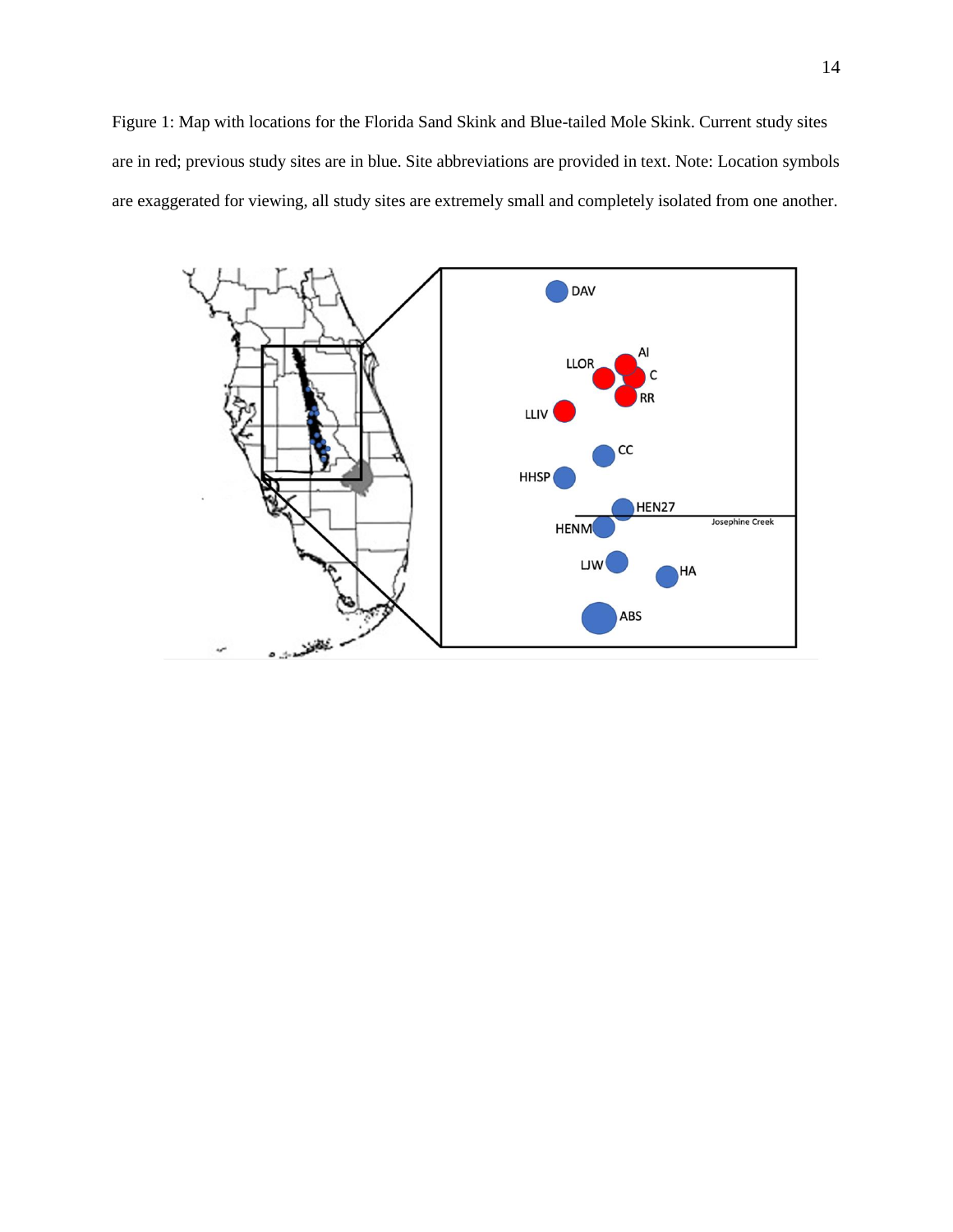Figure 1: Map with locations for the Florida Sand Skink and Blue-tailed Mole Skink. Current study sites are in red; previous study sites are in blue. Site abbreviations are provided in text. Note: Location symbols are exaggerated for viewing, all study sites are extremely small and completely isolated from one another.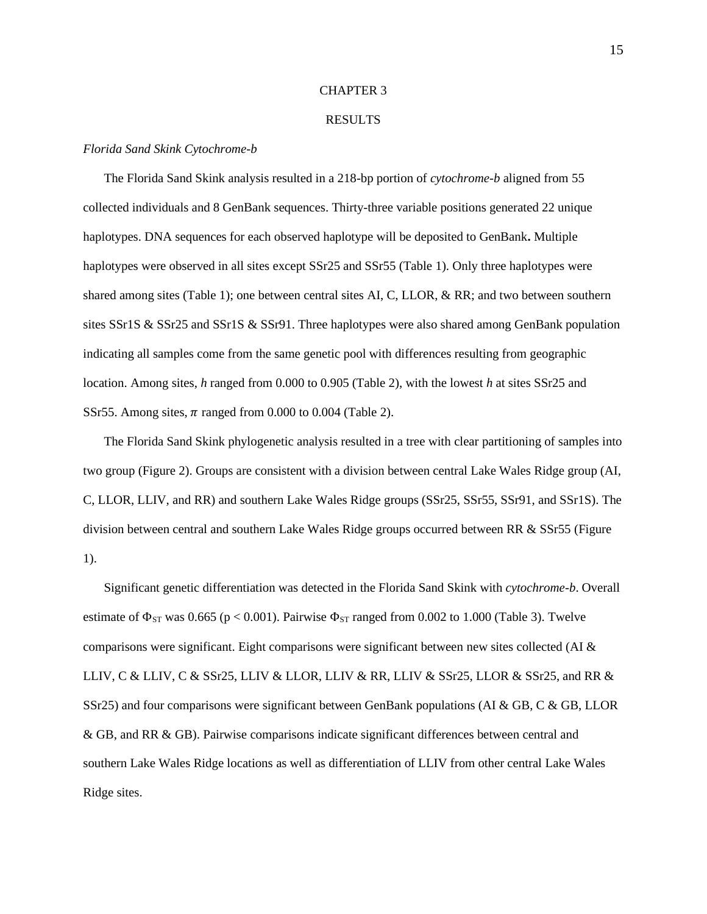# CHAPTER 3

# RESULTS

*Florida Sand Skink Cytochrome-b*

The Florida Sand Skink analysis resulted in a 218-bp portion of *cytochrome-b* aligned from 55 collected individuals and 8 GenBank sequences. Thirty-three variable positions generated 22 unique haplotypes. DNA sequences for each observed haplotype will be deposited to GenBank**.** Multiple haplotypes were observed in all sites except SSr25 and SSr55 (Table 1). Only three haplotypes were shared among sites (Table 1); one between central sites AI, C, LLOR, & RR; and two between southern sites SSr1S & SSr25 and SSr1S & SSr91. Three haplotypes were also shared among GenBank population indicating all samples come from the same genetic pool with differences resulting from geographic location. Among sites, *h* ranged from 0.000 to 0.905 (Table 2), with the lowest *h* at sites SSr25 and SSr55. Among sites, $\pi$ ranged from 0.000 to 0.004 (Table 2).

The Florida Sand Skink phylogenetic analysis resulted in a tree with clear partitioning of samples into two group (Figure 2). Groups are consistent with a division between central Lake Wales Ridge group (AI, C, LLOR, LLIV, and RR) and southern Lake Wales Ridge groups (SSr25, SSr55, SSr91, and SSr1S). The division between central and southern Lake Wales Ridge groups occurred between RR & SSr55 (Figure 1).

Significant genetic differentiation was detected in the Florida Sand Skink with *cytochrome-b*. Overall estimate of $\Phi_{ST}$ was 0.665 ($p < 0.001$). Pairwise $\Phi_{ST}$ ranged from 0.002 to 1.000 (Table 3). Twelve comparisons were significant. Eight comparisons were significant between new sites collected (AI & LLIV, C & LLIV, C & SSr25, LLIV & LLOR, LLIV & RR, LLIV & SSr25, LLOR & SSr25, and RR & SSr25) and four comparisons were significant between GenBank populations (AI & GB, C & GB, LLOR & GB, and RR & GB). Pairwise comparisons indicate significant differences between central and southern Lake Wales Ridge locations as well as differentiation of LLIV from other central Lake Wales Ridge sites.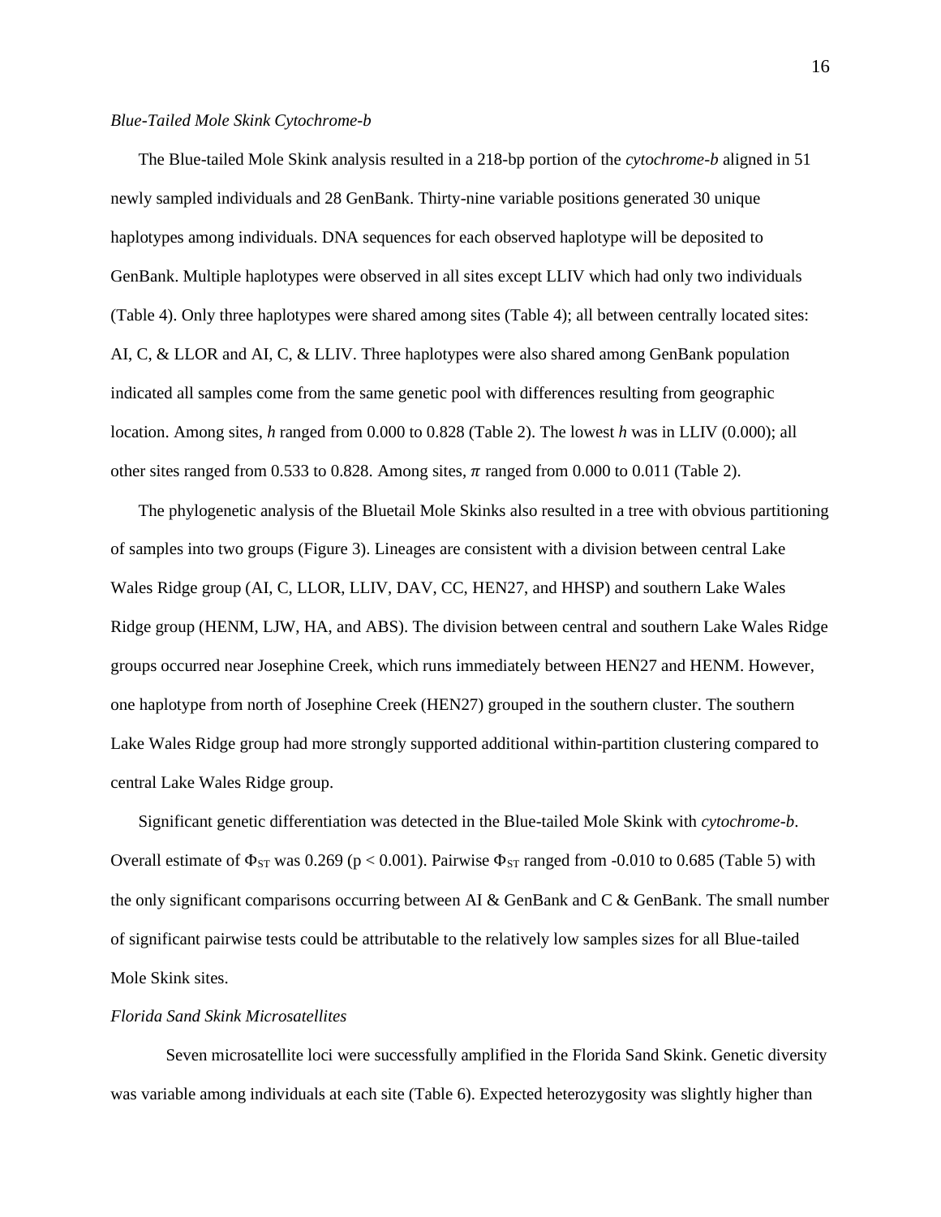*Blue-Tailed Mole Skink Cytochrome-b*

The Blue-tailed Mole Skink analysis resulted in a 218-bp portion of the *cytochrome-b* aligned in 51 newly sampled individuals and 28 GenBank. Thirty-nine variable positions generated 30 unique haplotypes among individuals. DNA sequences for each observed haplotype will be deposited to GenBank. Multiple haplotypes were observed in all sites except LLIV which had only two individuals (Table 4). Only three haplotypes were shared among sites (Table 4); all between centrally located sites: AI, C, & LLOR and AI, C, & LLIV. Three haplotypes were also shared among GenBank population indicated all samples come from the same genetic pool with differences resulting from geographic location. Among sites, *h* ranged from 0.000 to 0.828 (Table 2). The lowest *h* was in LLIV (0.000); all other sites ranged from 0.533 to 0.828. Among sites, $\pi$ ranged from 0.000 to 0.011 (Table 2).

The phylogenetic analysis of the Bluetail Mole Skinks also resulted in a tree with obvious partitioning of samples into two groups (Figure 3). Lineages are consistent with a division between central Lake Wales Ridge group (AI, C, LLOR, LLIV, DAV, CC, HEN27, and HHSP) and southern Lake Wales Ridge group (HENM, LJW, HA, and ABS). The division between central and southern Lake Wales Ridge groups occurred near Josephine Creek, which runs immediately between HEN27 and HENM. However, one haplotype from north of Josephine Creek (HEN27) grouped in the southern cluster. The southern Lake Wales Ridge group had more strongly supported additional within-partition clustering compared to central Lake Wales Ridge group.

Significant genetic differentiation was detected in the Blue-tailed Mole Skink with *cytochrome-b*. Overall estimate of $\Phi_{ST}$ was 0.269 ($p < 0.001$). Pairwise $\Phi_{ST}$ ranged from -0.010 to 0.685 (Table 5) with the only significant comparisons occurring between AI & GenBank and C & GenBank. The small number of significant pairwise tests could be attributable to the relatively low samples sizes for all Blue-tailed Mole Skink sites.

*Florida Sand Skink Microsatellites*

Seven microsatellite loci were successfully amplified in the Florida Sand Skink. Genetic diversity was variable among individuals at each site (Table 6). Expected heterozygosity was slightly higher than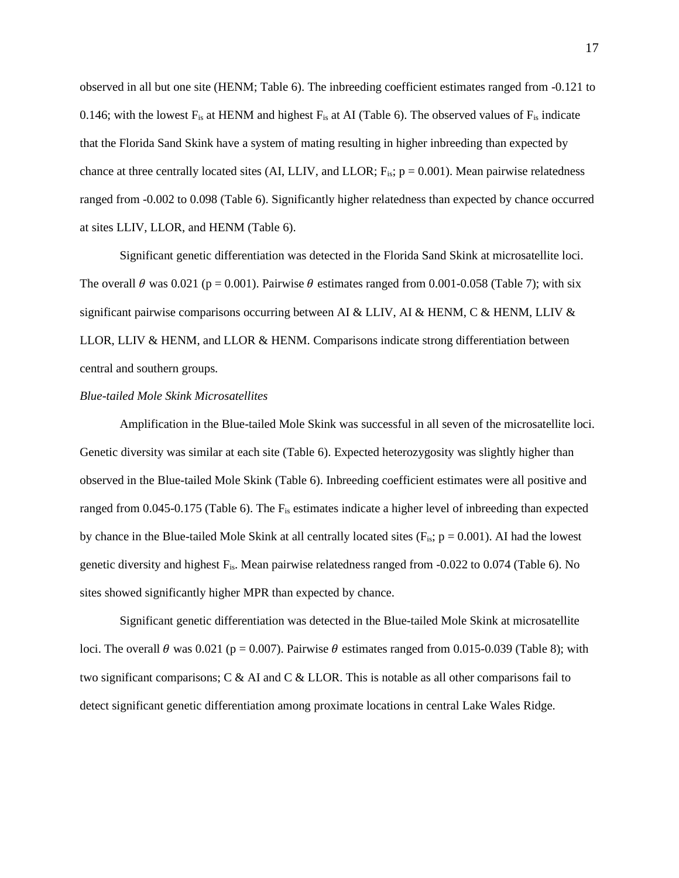observed in all but one site (HENM; Table 6). The inbreeding coefficient estimates ranged from -0.121 to 0.146; with the lowest $F_{is}$ at HENM and highest $F_{is}$ at AI (Table 6). The observed values of $F_{is}$ indicate that the Florida Sand Skink have a system of mating resulting in higher inbreeding than expected by chance at three centrally located sites (AI, LLIV, and LLOR; $F_{is}$; $p = 0.001$). Mean pairwise relatedness ranged from -0.002 to 0.098 (Table 6). Significantly higher relatedness than expected by chance occurred at sites LLIV, LLOR, and HENM (Table 6).

Significant genetic differentiation was detected in the Florida Sand Skink at microsatellite loci. The overall $\theta$ was 0.021 ($p = 0.001$). Pairwise $\theta$ estimates ranged from 0.001-0.058 (Table 7); with six significant pairwise comparisons occurring between AI & LLIV, AI & HENM, C & HENM, LLIV & LLOR, LLIV & HENM, and LLOR & HENM. Comparisons indicate strong differentiation between central and southern groups.

*Blue-tailed Mole Skink Microsatellites*

Amplification in the Blue-tailed Mole Skink was successful in all seven of the microsatellite loci. Genetic diversity was similar at each site (Table 6). Expected heterozygosity was slightly higher than observed in the Blue-tailed Mole Skink (Table 6). Inbreeding coefficient estimates were all positive and ranged from 0.045-0.175 (Table 6). The $F_{is}$ estimates indicate a higher level of inbreeding than expected by chance in the Blue-tailed Mole Skink at all centrally located sites ($F_{is}$; $p = 0.001$). AI had the lowest genetic diversity and highest $F_{is}$. Mean pairwise relatedness ranged from -0.022 to 0.074 (Table 6). No sites showed significantly higher MPR than expected by chance.

Significant genetic differentiation was detected in the Blue-tailed Mole Skink at microsatellite loci. The overall $\theta$ was 0.021 ($p = 0.007$). Pairwise $\theta$ estimates ranged from 0.015-0.039 (Table 8); with two significant comparisons; C & AI and C & LLOR. This is notable as all other comparisons fail to detect significant genetic differentiation among proximate locations in central Lake Wales Ridge.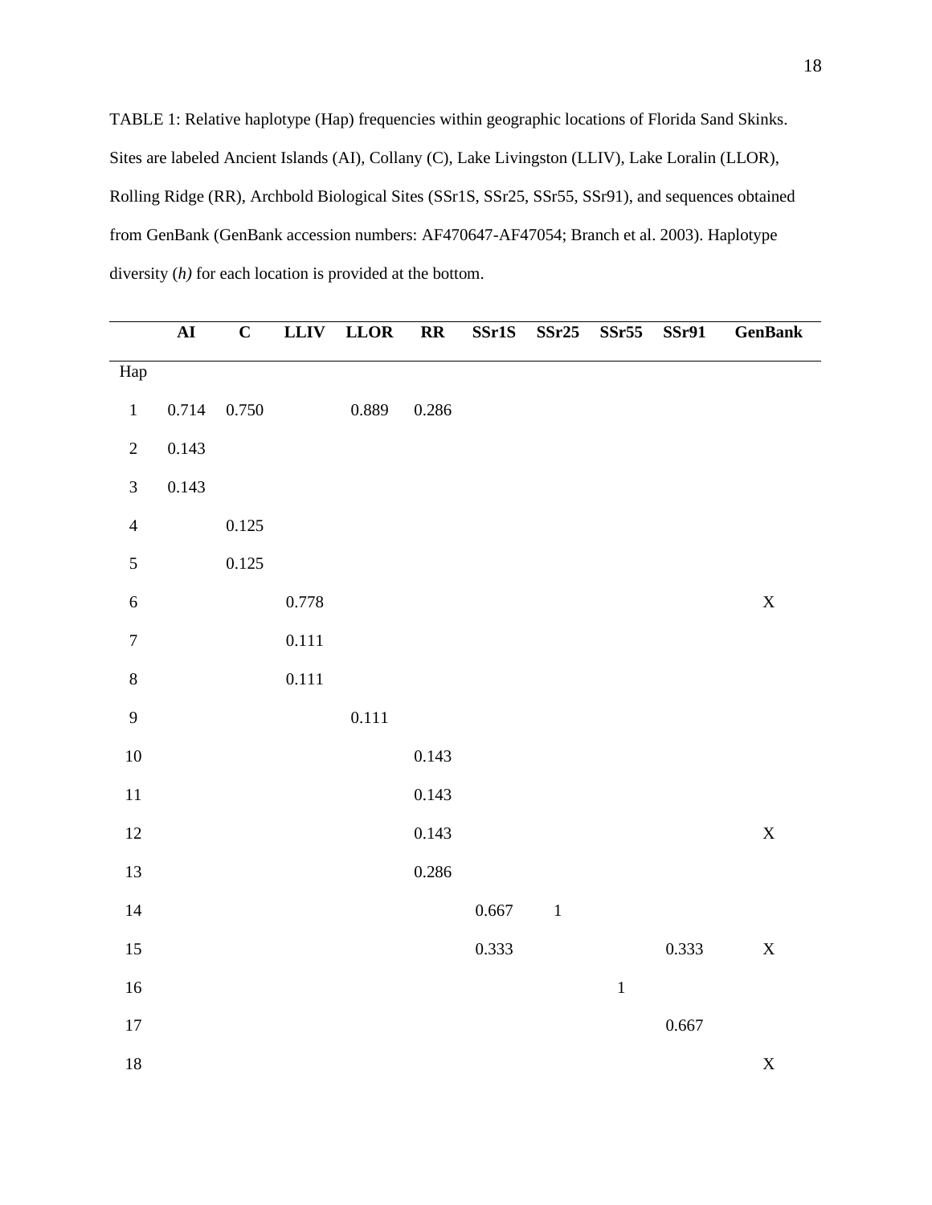TABLE 1: Relative haplotype (Hap) frequencies within geographic locations of Florida Sand Skinks. Sites are labeled Ancient Islands (AI), Collany (C), Lake Livingston (LLIV), Lake Loralin (LLOR), Rolling Ridge (RR), Archbold Biological Sites (SSr1S, SSr25, SSr55, SSr91), and sequences obtained from GenBank (GenBank accession numbers: AF470647-AF47054; Branch et al. 2003). Haplotype diversity (*h)* for each location is provided at the bottom.

| | **AI** | **C** | **LLIV** | **LLOR** | **RR** | **SSr1S** | **SSr25** | **SSr55** | **SSr91** | **GenBank** |
|---|---|---|---|---|---|---|---|---|---|---|
| Hap | | | | | | | | | | |
| 1 | 0.714 | 0.750 | | 0.889 | 0.286 | | | | | |
| 2 | 0.143 | | | | | | | | | |
| 3 | 0.143 | | | | | | | | | |
| 4 | | 0.125 | | | | | | | | |
| 5 | | 0.125 | | | | | | | | |
| 6 | | | 0.778 | | | | | | | X |
| 7 | | | 0.111 | | | | | | | |
| 8 | | | 0.111 | | | | | | | |
| 9 | | | | 0.111 | | | | | | |
| 10 | | | | | 0.143 | | | | | |
| 11 | | | | | 0.143 | | | | | |
| 12 | | | | | 0.143 | | | | | X |
| 13 | | | | | 0.286 | | | | | |
| 14 | | | | | | 0.667 | 1 | | | |
| 15 | | | | | | 0.333 | | | 0.333 | X |
| 16 | | | | | | | | 1 | | |
| 17 | | | | | | | | | 0.667 | |
| 18 | | | | | | | | | | X |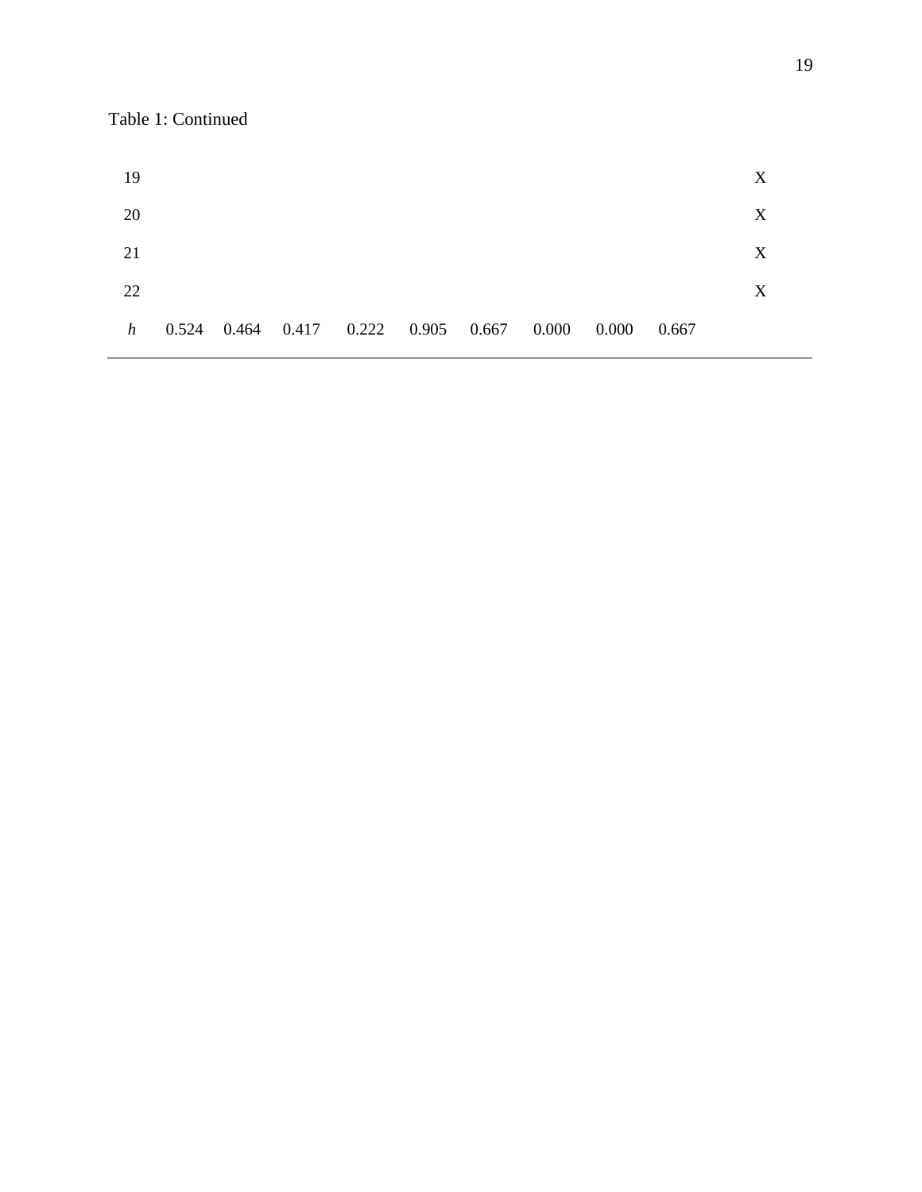Table 1: Continued

| | | | | | | | | | | |
|---|---|---|---|---|---|---|---|---|---|---|
| 19 | | | | | | | | | | X |
| 20 | | | | | | | | | | X |
| 21 | | | | | | | | | | X |
| 22 | | | | | | | | | | X |
| *h* | 0.524 | 0.464 | 0.417 | 0.222 | 0.905 | 0.667 | 0.000 | 0.000 | 0.667 | |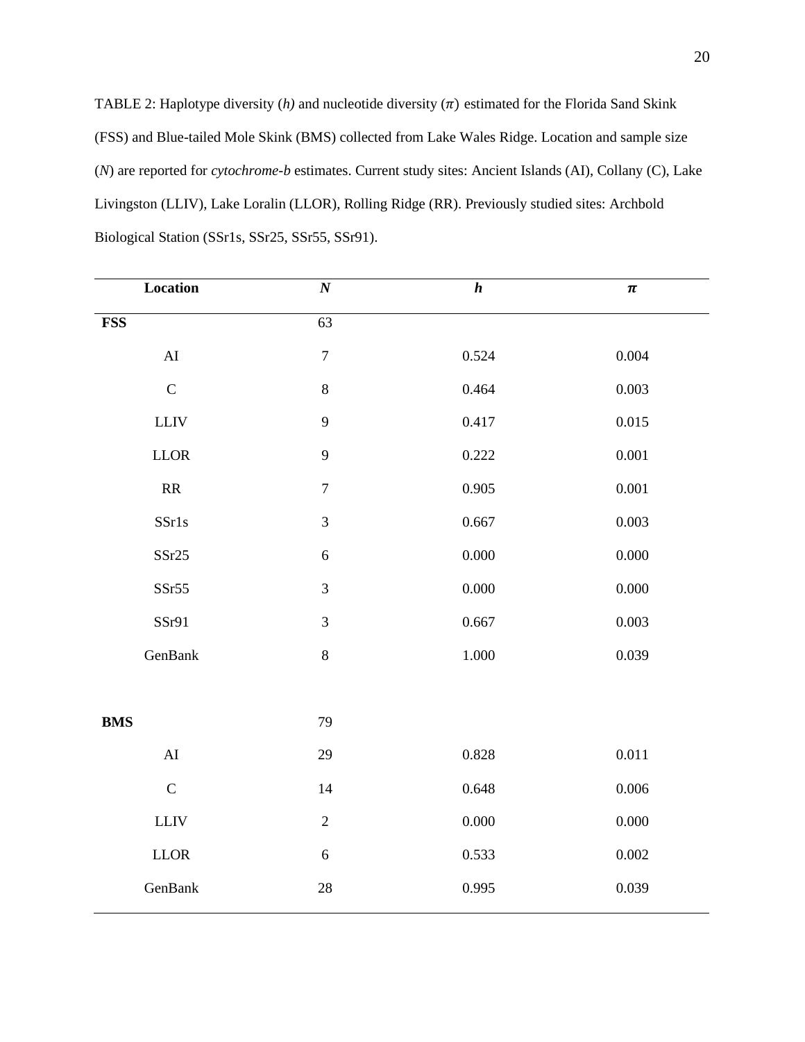TABLE 2: Haplotype diversity (*h)* and nucleotide diversity ($\pi$) estimated for the Florida Sand Skink (FSS) and Blue-tailed Mole Skink (BMS) collected from Lake Wales Ridge. Location and sample size (*N*) are reported for *cytochrome-b* estimates. Current study sites: Ancient Islands (AI), Collany (C), Lake Livingston (LLIV), Lake Loralin (LLOR), Rolling Ridge (RR). Previously studied sites: Archbold Biological Station (SSr1s, SSr25, SSr55, SSr91).

| Location | *N* | *h* | $\pi$ |
|---|---|---|---|
| **FSS** | 63 | | |
| AI | 7 | 0.524 | 0.004 |
| C | 8 | 0.464 | 0.003 |
| LLIV | 9 | 0.417 | 0.015 |
| LLOR | 9 | 0.222 | 0.001 |
| RR | 7 | 0.905 | 0.001 |
| SSr1s | 3 | 0.667 | 0.003 |
| SSr25 | 6 | 0.000 | 0.000 |
| SSr55 | 3 | 0.000 | 0.000 |
| SSr91 | 3 | 0.667 | 0.003 |
| GenBank | 8 | 1.000 | 0.039 |
| | | | |
| **BMS** | 79 | | |
| AI | 29 | 0.828 | 0.011 |
| C | 14 | 0.648 | 0.006 |
| LLIV | 2 | 0.000 | 0.000 |
| LLOR | 6 | 0.533 | 0.002 |
| GenBank | 28 | 0.995 | 0.039 |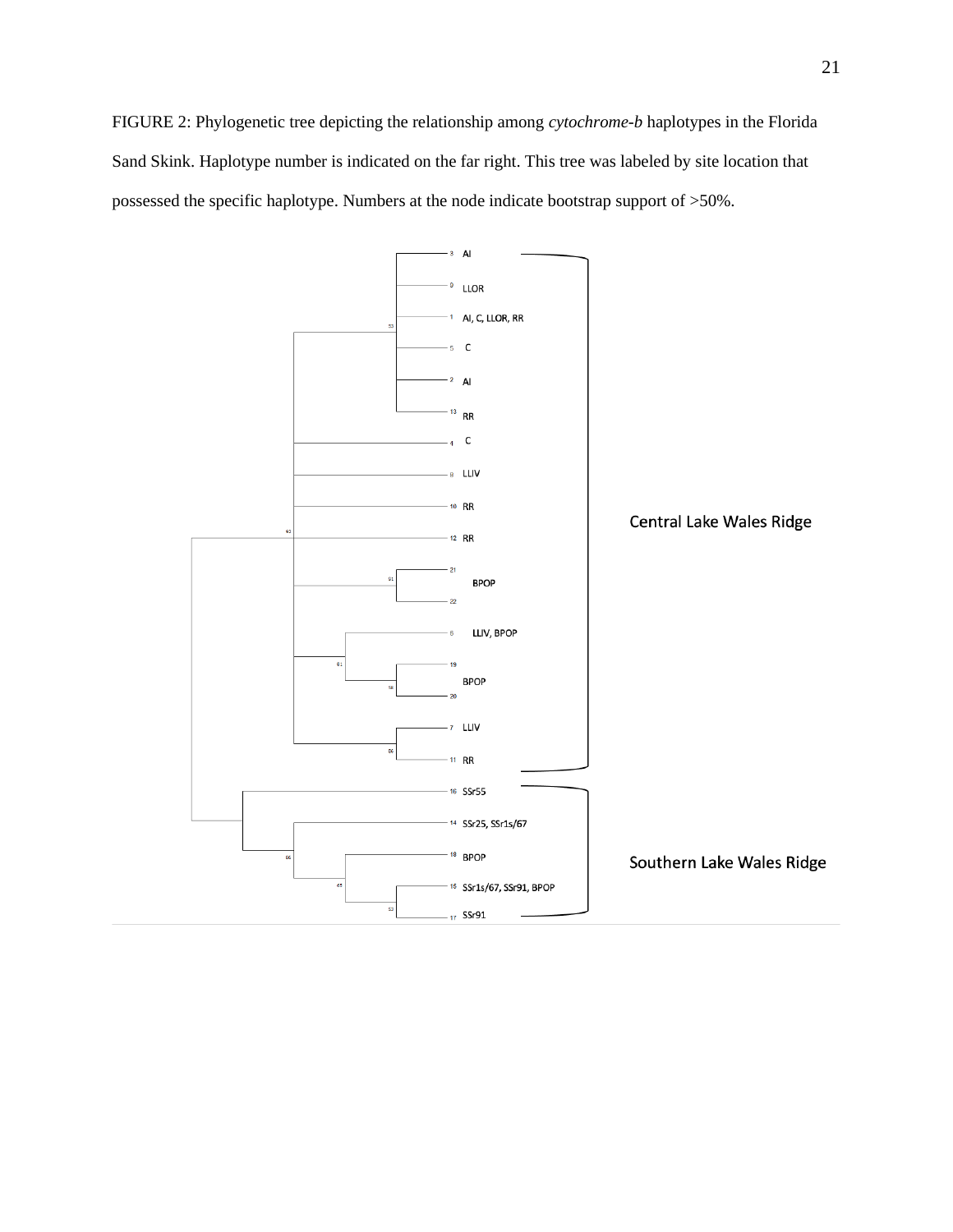FIGURE 2: Phylogenetic tree depicting the relationship among *cytochrome-b* haplotypes in the Florida Sand Skink. Haplotype number is indicated on the far right. This tree was labeled by site location that possessed the specific haplotype. Numbers at the node indicate bootstrap support of >50%.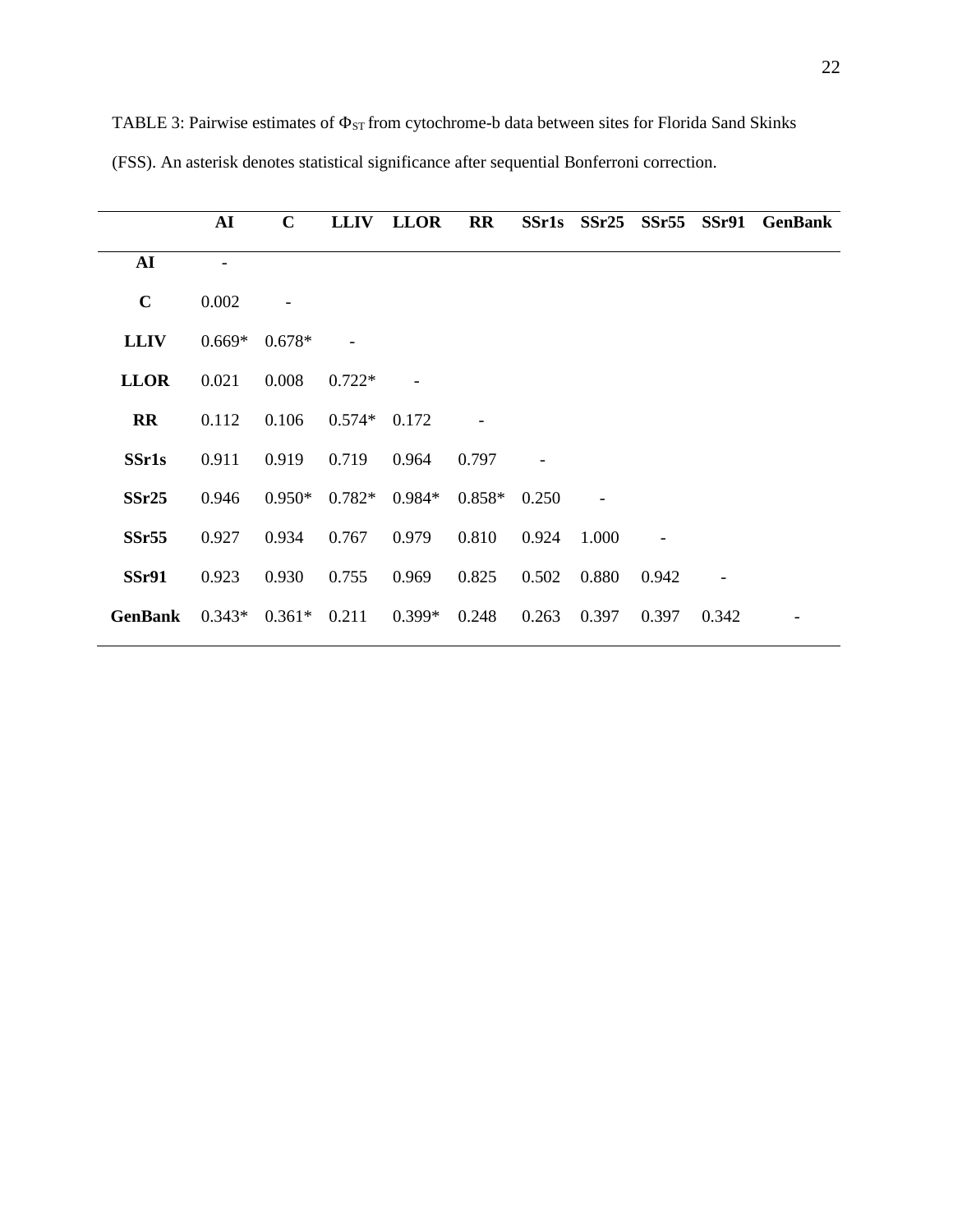TABLE 3: Pairwise estimates of $\Phi_{ST}$ from cytochrome-b data between sites for Florida Sand Skinks (FSS). An asterisk denotes statistical significance after sequential Bonferroni correction.

| | **AI** | **C** | **LLIV** | **LLOR** | **RR** | **SSr1s** | **SSr25** | **SSr55** | **SSr91** | **GenBank** |
|---|---|---|---|---|---|---|---|---|---|---|
| **AI** | - | | | | | | | | | |
| **C** | 0.002 | - | | | | | | | | |
| **LLIV** | 0.669* | 0.678* | - | | | | | | | |
| **LLOR** | 0.021 | 0.008 | 0.722* | - | | | | | | |
| **RR** | 0.112 | 0.106 | 0.574* | 0.172 | - | | | | | |
| **SSr1s** | 0.911 | 0.919 | 0.719 | 0.964 | 0.797 | - | | | | |
| **SSr25** | 0.946 | 0.950* | 0.782* | 0.984* | 0.858* | 0.250 | - | | | |
| **SSr55** | 0.927 | 0.934 | 0.767 | 0.979 | 0.810 | 0.924 | 1.000 | - | | |
| **SSr91** | 0.923 | 0.930 | 0.755 | 0.969 | 0.825 | 0.502 | 0.880 | 0.942 | - | |
| **GenBank** | 0.343* | 0.361* | 0.211 | 0.399* | 0.248 | 0.263 | 0.397 | 0.397 | 0.342 | - |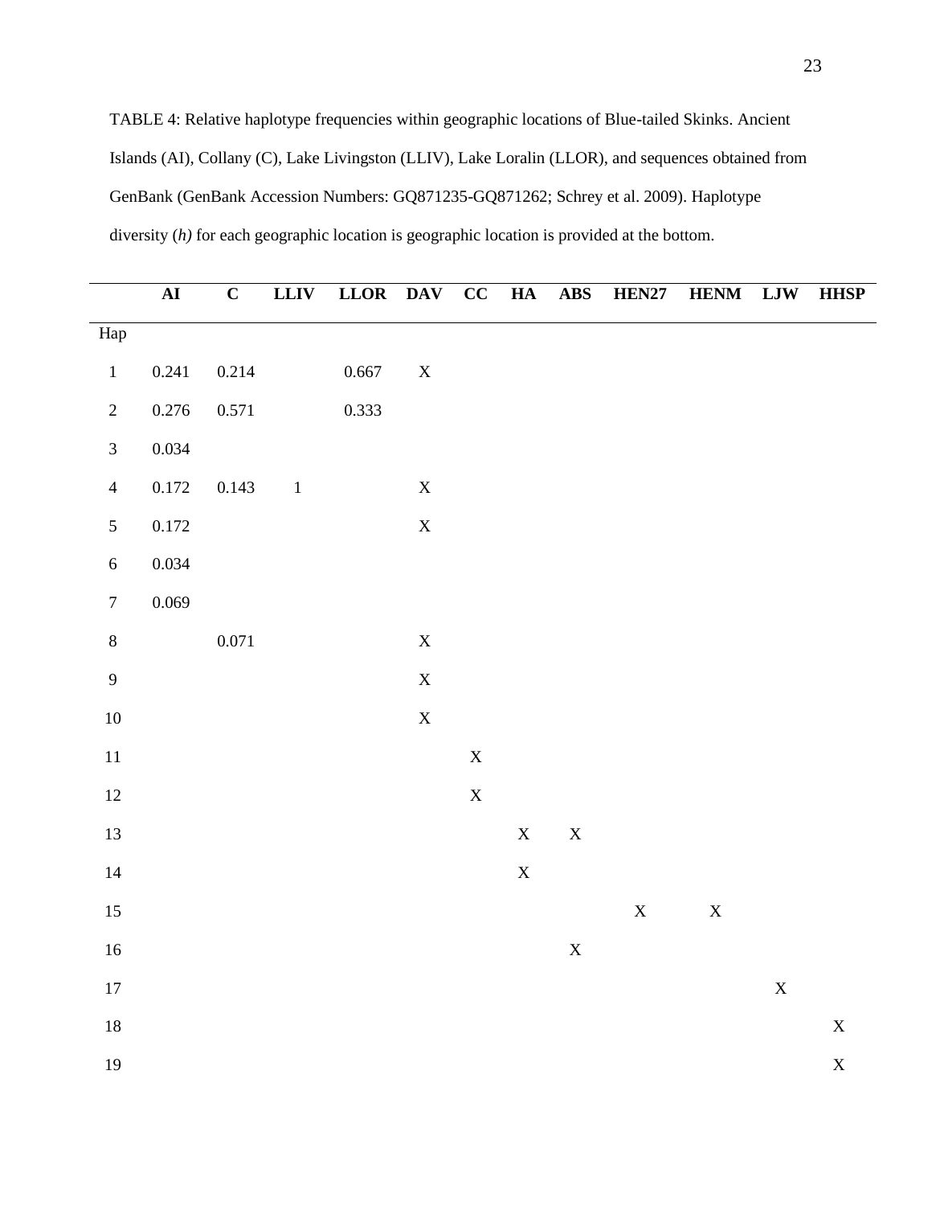TABLE 4: Relative haplotype frequencies within geographic locations of Blue-tailed Skinks. Ancient Islands (AI), Collany (C), Lake Livingston (LLIV), Lake Loralin (LLOR), and sequences obtained from GenBank (GenBank Accession Numbers: GQ871235-GQ871262; Schrey et al. 2009). Haplotype diversity (*h)* for each geographic location is geographic location is provided at the bottom.

| | **AI** | **C** | **LLIV** | **LLOR** | **DAV** | **CC** | **HA** | **ABS** | **HEN27** | **HENM** | **LJW** | **HHSP** |
|---|---|---|---|---|---|---|---|---|---|---|---|---|
| Hap | | | | | | | | | | | | |
| 1 | 0.241 | 0.214 | | 0.667 | X | | | | | | | |
| 2 | 0.276 | 0.571 | | 0.333 | | | | | | | | |
| 3 | 0.034 | | | | | | | | | | | |
| 4 | 0.172 | 0.143 | 1 | | X | | | | | | | |
| 5 | 0.172 | | | | X | | | | | | | |
| 6 | 0.034 | | | | | | | | | | | |
| 7 | 0.069 | | | | | | | | | | | |
| 8 | | 0.071 | | | X | | | | | | | |
| 9 | | | | | X | | | | | | | |
| 10 | | | | | X | | | | | | | |
| 11 | | | | | | X | | | | | | |
| 12 | | | | | | X | | | | | | |
| 13 | | | | | | | X | X | | | | |
| 14 | | | | | | | X | | | | | |
| 15 | | | | | | | | | X | X | | |
| 16 | | | | | | | | X | | | | |
| 17 | | | | | | | | | | | X | |
| 18 | | | | | | | | | | | | X |
| 19 | | | | | | | | | | | | X |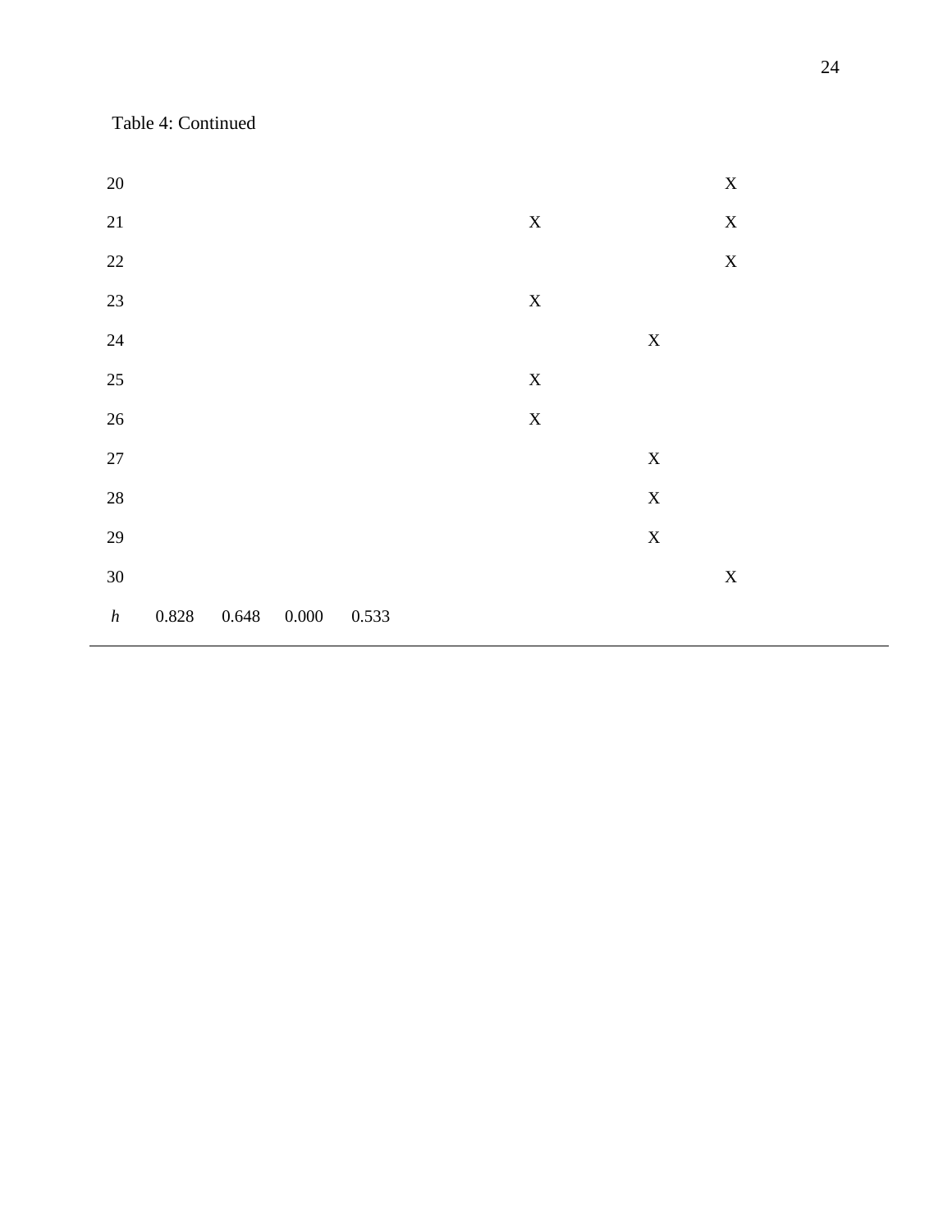Table 4: Continued

| | | | | | | | |
|---|---|---|---|---|---|---|---|
| 20 | | | | | | | X |
| 21 | | | | | X | | X |
| 22 | | | | | | | X |
| 23 | | | | | X | | |
| 24 | | | | | | X | |
| 25 | | | | | X | | |
| 26 | | | | | X | | |
| 27 | | | | | | X | |
| 28 | | | | | | X | |
| 29 | | | | | | X | |
| 30 | | | | | | | X |
| *h* | 0.828 | 0.648 | 0.000 | 0.533 | | | |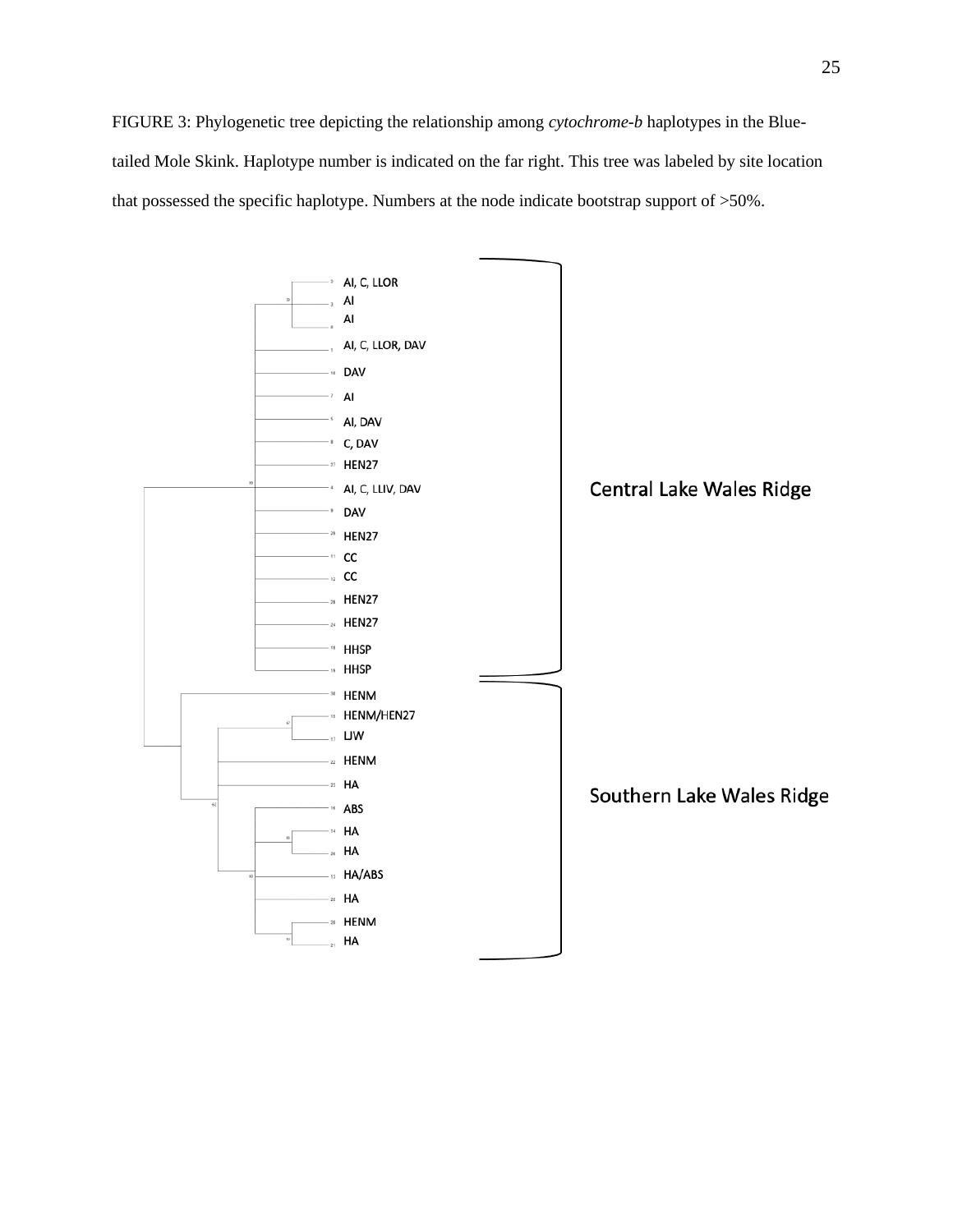FIGURE 3: Phylogenetic tree depicting the relationship among *cytochrome-b* haplotypes in the Blue-tailed Mole Skink. Haplotype number is indicated on the far right. This tree was labeled by site location that possessed the specific haplotype. Numbers at the node indicate bootstrap support of >50%.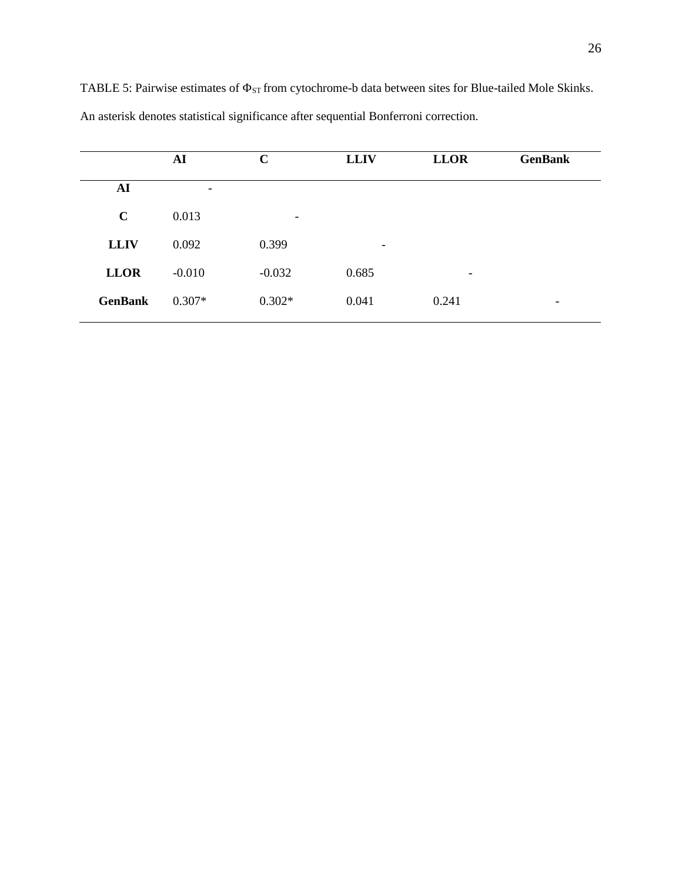TABLE 5: Pairwise estimates of $\Phi_{ST}$ from cytochrome-b data between sites for Blue-tailed Mole Skinks. An asterisk denotes statistical significance after sequential Bonferroni correction.

| | **AI** | **C** | **LLIV** | **LLOR** | **GenBank** |
|---|---|---|---|---|---|
| **AI** | - | | | | |
| **C** | 0.013 | - | | | |
| **LLIV** | 0.092 | 0.399 | - | | |
| **LLOR** | -0.010 | -0.032 | 0.685 | - | |
| **GenBank** | 0.307* | 0.302* | 0.041 | 0.241 | - |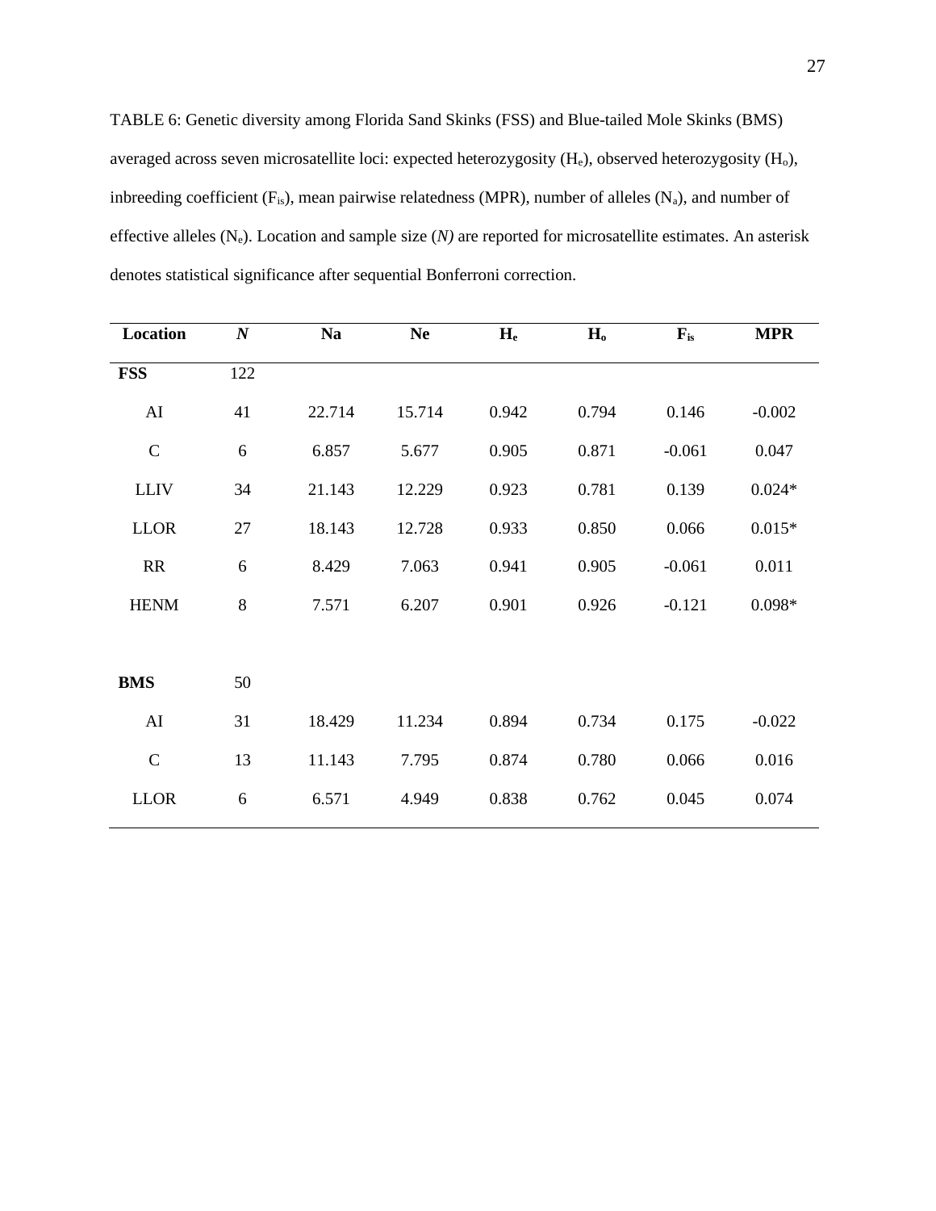TABLE 6: Genetic diversity among Florida Sand Skinks (FSS) and Blue-tailed Mole Skinks (BMS) averaged across seven microsatellite loci: expected heterozygosity ($H_e$), observed heterozygosity ($H_o$), inbreeding coefficient ($F_{is}$), mean pairwise relatedness (MPR), number of alleles ($N_a$), and number of effective alleles ($N_e$). Location and sample size (*N)* are reported for microsatellite estimates. An asterisk denotes statistical significance after sequential Bonferroni correction.

| **Location** | ***N*** | **Na** | **Ne** | $\mathbf{H_e}$ | $\mathbf{H_o}$ | $\mathbf{F_{is}}$ | **MPR** |
|---|---|---|---|---|---|---|---|
| **FSS** | 122 | | | | | | |
| AI | 41 | 22.714 | 15.714 | 0.942 | 0.794 | 0.146 | -0.002 |
| C | 6 | 6.857 | 5.677 | 0.905 | 0.871 | -0.061 | 0.047 |
| LLIV | 34 | 21.143 | 12.229 | 0.923 | 0.781 | 0.139 | 0.024* |
| LLOR | 27 | 18.143 | 12.728 | 0.933 | 0.850 | 0.066 | 0.015* |
| RR | 6 | 8.429 | 7.063 | 0.941 | 0.905 | -0.061 | 0.011 |
| HENM | 8 | 7.571 | 6.207 | 0.901 | 0.926 | -0.121 | 0.098* |
| | | | | | | | |
| **BMS** | 50 | | | | | | |
| AI | 31 | 18.429 | 11.234 | 0.894 | 0.734 | 0.175 | -0.022 |
| C | 13 | 11.143 | 7.795 | 0.874 | 0.780 | 0.066 | 0.016 |
| LLOR | 6 | 6.571 | 4.949 | 0.838 | 0.762 | 0.045 | 0.074 |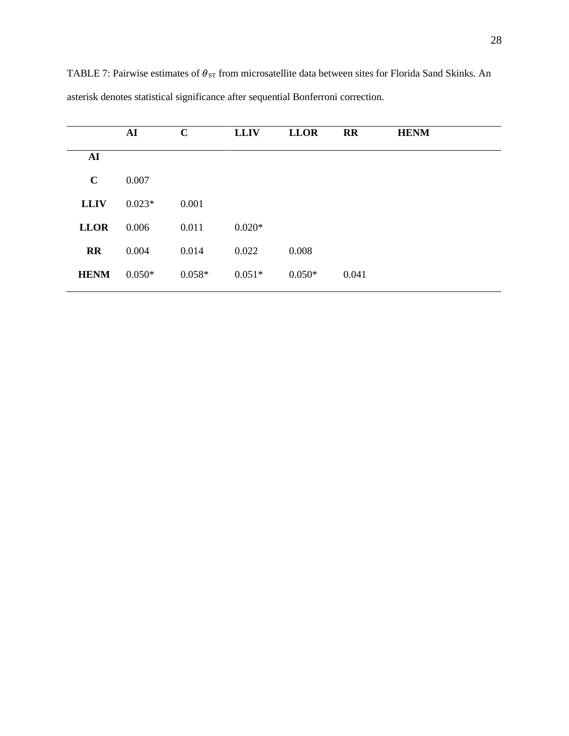TABLE 7: Pairwise estimates of $\theta_{ST}$ from microsatellite data between sites for Florida Sand Skinks. An asterisk denotes statistical significance after sequential Bonferroni correction.

| | **AI** | **C** | **LLIV** | **LLOR** | **RR** | **HENM** |
|---|---|---|---|---|---|---|
| **AI** | | | | | | |
| **C** | 0.007 | | | | | |
| **LLIV** | 0.023* | 0.001 | | | | |
| **LLOR** | 0.006 | 0.011 | 0.020* | | | |
| **RR** | 0.004 | 0.014 | 0.022 | 0.008 | | |
| **HENM** | 0.050* | 0.058* | 0.051* | 0.050* | 0.041 | |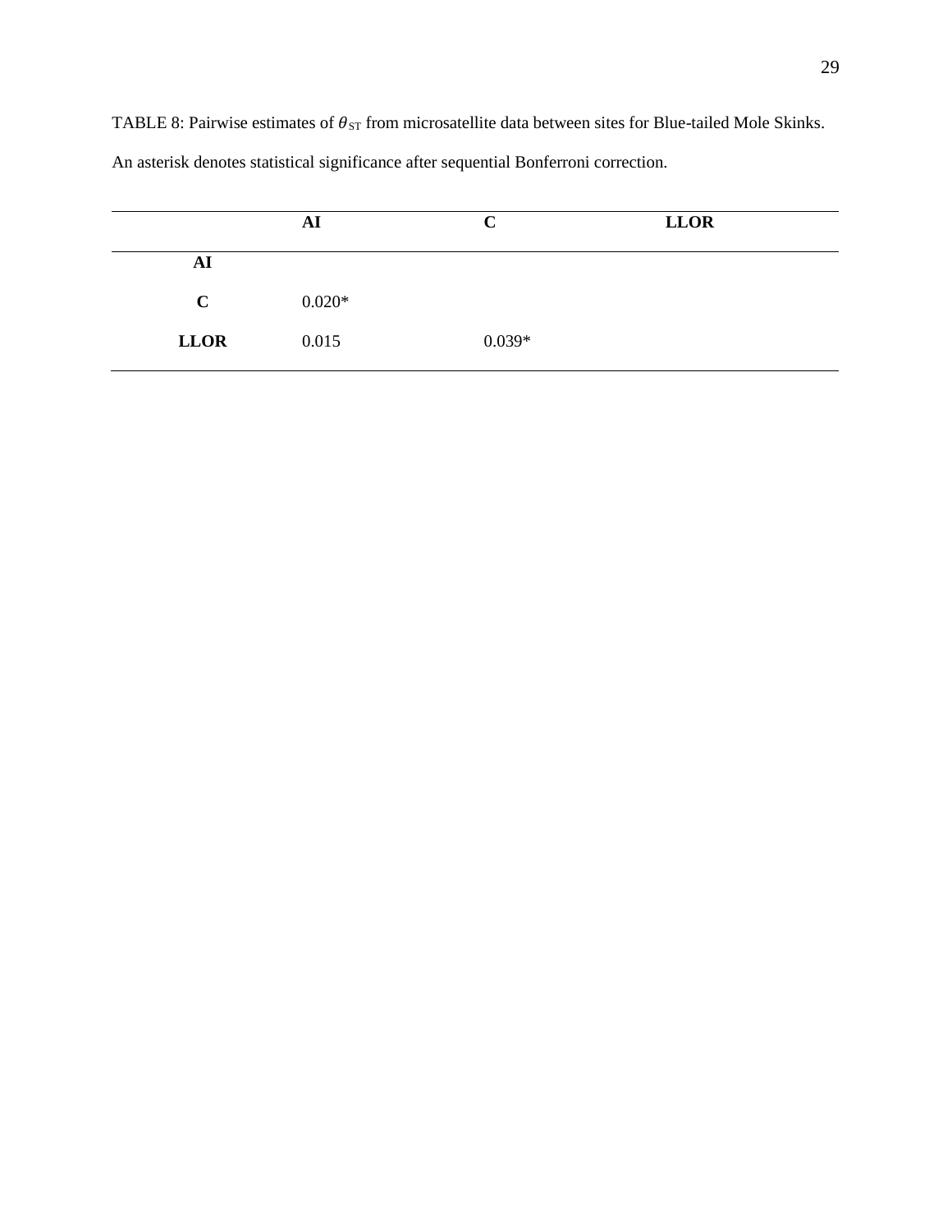TABLE 8: Pairwise estimates of $\theta_{ST}$ from microsatellite data between sites for Blue-tailed Mole Skinks. An asterisk denotes statistical significance after sequential Bonferroni correction.

| | **AI** | **C** | **LLOR** |
|---|---|---|---|
| **AI** | | | |
| **C** | 0.020* | | |
| **LLOR** | 0.015 | 0.039* | |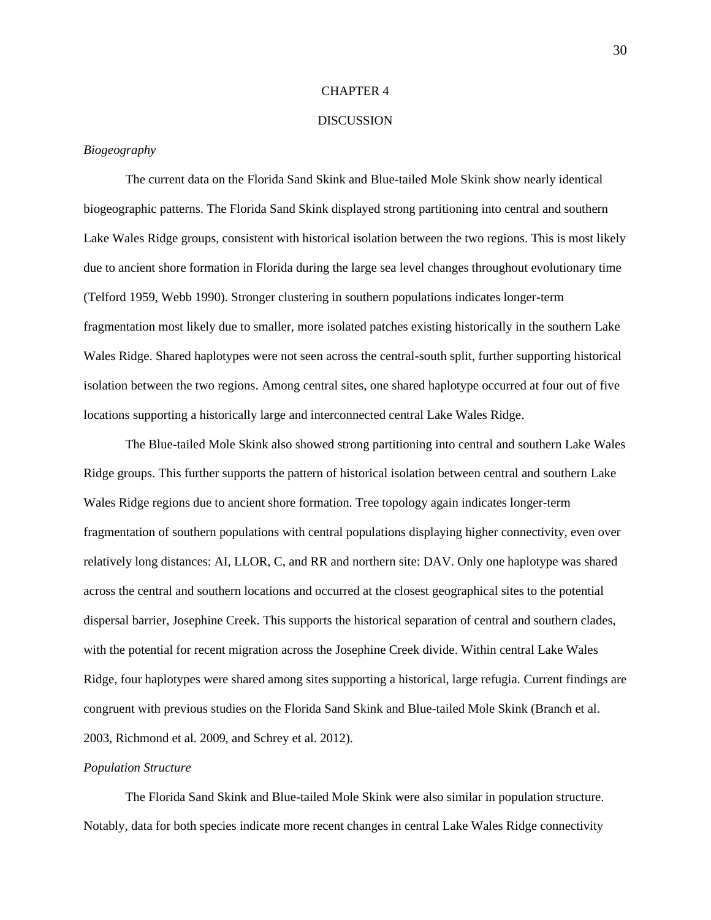# CHAPTER 4

# DISCUSSION

### *Biogeography*

The current data on the Florida Sand Skink and Blue-tailed Mole Skink show nearly identical biogeographic patterns. The Florida Sand Skink displayed strong partitioning into central and southern Lake Wales Ridge groups, consistent with historical isolation between the two regions. This is most likely due to ancient shore formation in Florida during the large sea level changes throughout evolutionary time (Telford 1959, Webb 1990). Stronger clustering in southern populations indicates longer-term fragmentation most likely due to smaller, more isolated patches existing historically in the southern Lake Wales Ridge. Shared haplotypes were not seen across the central-south split, further supporting historical isolation between the two regions. Among central sites, one shared haplotype occurred at four out of five locations supporting a historically large and interconnected central Lake Wales Ridge.

The Blue-tailed Mole Skink also showed strong partitioning into central and southern Lake Wales Ridge groups. This further supports the pattern of historical isolation between central and southern Lake Wales Ridge regions due to ancient shore formation. Tree topology again indicates longer-term fragmentation of southern populations with central populations displaying higher connectivity, even over relatively long distances: AI, LLOR, C, and RR and northern site: DAV. Only one haplotype was shared across the central and southern locations and occurred at the closest geographical sites to the potential dispersal barrier, Josephine Creek. This supports the historical separation of central and southern clades, with the potential for recent migration across the Josephine Creek divide. Within central Lake Wales Ridge, four haplotypes were shared among sites supporting a historical, large refugia. Current findings are congruent with previous studies on the Florida Sand Skink and Blue-tailed Mole Skink (Branch et al. 2003, Richmond et al. 2009, and Schrey et al. 2012).

### *Population Structure*

The Florida Sand Skink and Blue-tailed Mole Skink were also similar in population structure. Notably, data for both species indicate more recent changes in central Lake Wales Ridge connectivity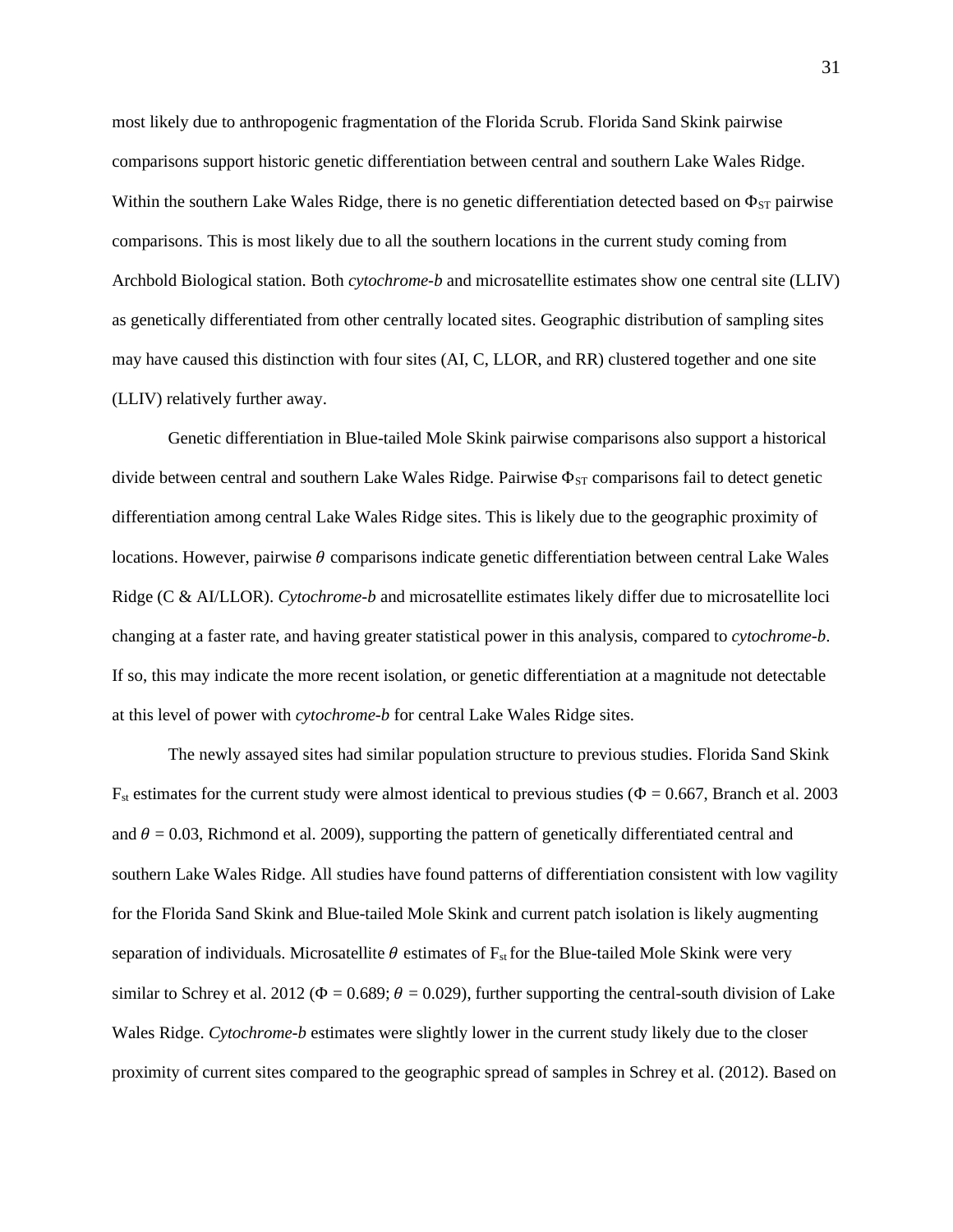most likely due to anthropogenic fragmentation of the Florida Scrub. Florida Sand Skink pairwise comparisons support historic genetic differentiation between central and southern Lake Wales Ridge. Within the southern Lake Wales Ridge, there is no genetic differentiation detected based on $\Phi_{ST}$ pairwise comparisons. This is most likely due to all the southern locations in the current study coming from Archbold Biological station. Both *cytochrome-b* and microsatellite estimates show one central site (LLIV) as genetically differentiated from other centrally located sites. Geographic distribution of sampling sites may have caused this distinction with four sites (AI, C, LLOR, and RR) clustered together and one site (LLIV) relatively further away.

Genetic differentiation in Blue-tailed Mole Skink pairwise comparisons also support a historical divide between central and southern Lake Wales Ridge. Pairwise $\Phi_{ST}$ comparisons fail to detect genetic differentiation among central Lake Wales Ridge sites. This is likely due to the geographic proximity of locations. However, pairwise $\theta$ comparisons indicate genetic differentiation between central Lake Wales Ridge (C & AI/LLOR). *Cytochrome-b* and microsatellite estimates likely differ due to microsatellite loci changing at a faster rate, and having greater statistical power in this analysis, compared to *cytochrome-b*. If so, this may indicate the more recent isolation, or genetic differentiation at a magnitude not detectable at this level of power with *cytochrome-b* for central Lake Wales Ridge sites.

The newly assayed sites had similar population structure to previous studies. Florida Sand Skink $F_{st}$ estimates for the current study were almost identical to previous studies ($\Phi$ = 0.667, Branch et al. 2003 and $\theta$ = 0.03, Richmond et al. 2009), supporting the pattern of genetically differentiated central and southern Lake Wales Ridge. All studies have found patterns of differentiation consistent with low vagility for the Florida Sand Skink and Blue-tailed Mole Skink and current patch isolation is likely augmenting separation of individuals. Microsatellite $\theta$ estimates of $F_{st}$ for the Blue-tailed Mole Skink were very similar to Schrey et al. 2012 ($\Phi$ = 0.689; $\theta$ = 0.029), further supporting the central-south division of Lake Wales Ridge. *Cytochrome-b* estimates were slightly lower in the current study likely due to the closer proximity of current sites compared to the geographic spread of samples in Schrey et al. (2012). Based on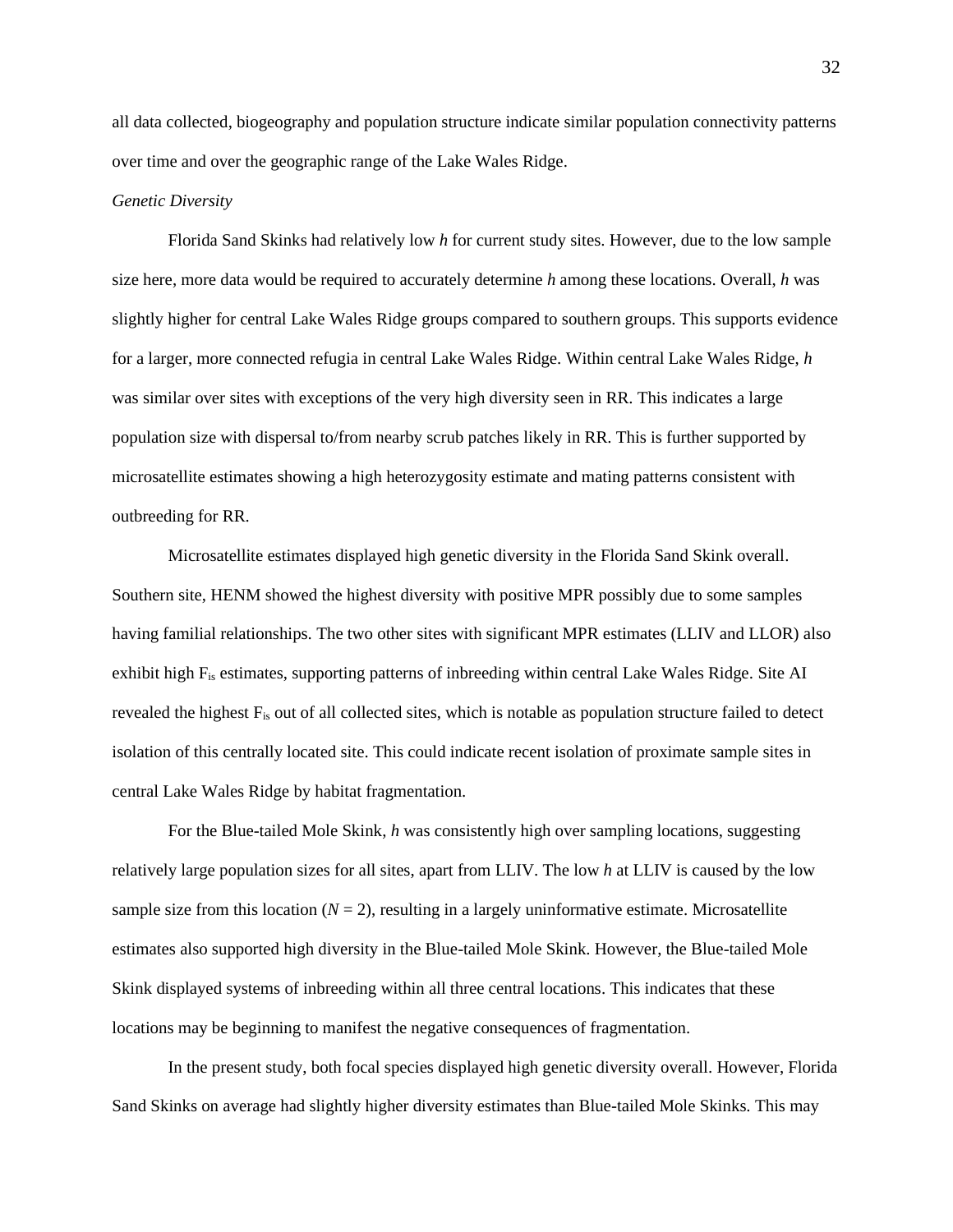all data collected, biogeography and population structure indicate similar population connectivity patterns over time and over the geographic range of the Lake Wales Ridge.

*Genetic Diversity*

Florida Sand Skinks had relatively low *h* for current study sites. However, due to the low sample size here, more data would be required to accurately determine *h* among these locations. Overall, *h* was slightly higher for central Lake Wales Ridge groups compared to southern groups. This supports evidence for a larger, more connected refugia in central Lake Wales Ridge. Within central Lake Wales Ridge, *h* was similar over sites with exceptions of the very high diversity seen in RR. This indicates a large population size with dispersal to/from nearby scrub patches likely in RR. This is further supported by microsatellite estimates showing a high heterozygosity estimate and mating patterns consistent with outbreeding for RR.

Microsatellite estimates displayed high genetic diversity in the Florida Sand Skink overall. Southern site, HENM showed the highest diversity with positive MPR possibly due to some samples having familial relationships. The two other sites with significant MPR estimates (LLIV and LLOR) also exhibit high $F_{is}$ estimates, supporting patterns of inbreeding within central Lake Wales Ridge. Site AI revealed the highest $F_{is}$ out of all collected sites, which is notable as population structure failed to detect isolation of this centrally located site. This could indicate recent isolation of proximate sample sites in central Lake Wales Ridge by habitat fragmentation.

For the Blue-tailed Mole Skink, *h* was consistently high over sampling locations, suggesting relatively large population sizes for all sites, apart from LLIV. The low *h* at LLIV is caused by the low sample size from this location ($N = 2$), resulting in a largely uninformative estimate. Microsatellite estimates also supported high diversity in the Blue-tailed Mole Skink. However, the Blue-tailed Mole Skink displayed systems of inbreeding within all three central locations. This indicates that these locations may be beginning to manifest the negative consequences of fragmentation.

In the present study, both focal species displayed high genetic diversity overall. However, Florida Sand Skinks on average had slightly higher diversity estimates than Blue-tailed Mole Skinks. This may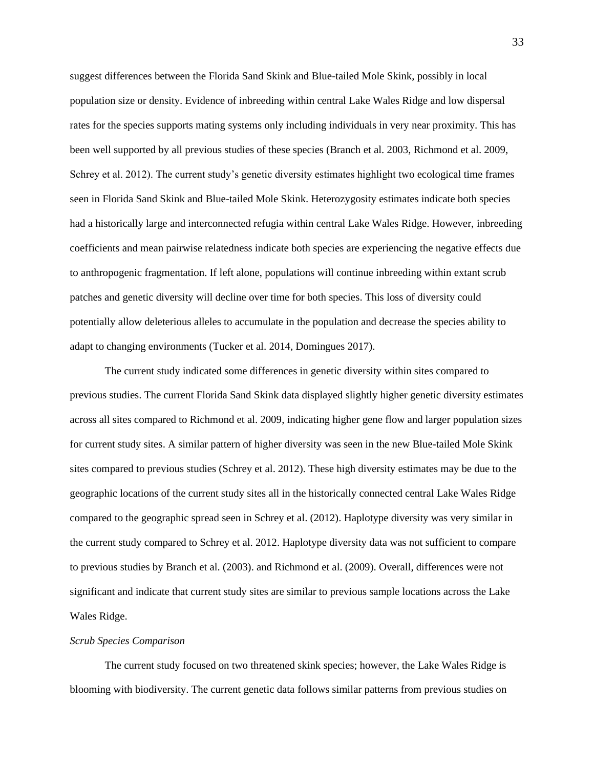suggest differences between the Florida Sand Skink and Blue-tailed Mole Skink, possibly in local population size or density. Evidence of inbreeding within central Lake Wales Ridge and low dispersal rates for the species supports mating systems only including individuals in very near proximity. This has been well supported by all previous studies of these species (Branch et al. 2003, Richmond et al. 2009, Schrey et al. 2012). The current study's genetic diversity estimates highlight two ecological time frames seen in Florida Sand Skink and Blue-tailed Mole Skink. Heterozygosity estimates indicate both species had a historically large and interconnected refugia within central Lake Wales Ridge. However, inbreeding coefficients and mean pairwise relatedness indicate both species are experiencing the negative effects due to anthropogenic fragmentation. If left alone, populations will continue inbreeding within extant scrub patches and genetic diversity will decline over time for both species. This loss of diversity could potentially allow deleterious alleles to accumulate in the population and decrease the species ability to adapt to changing environments (Tucker et al. 2014, Domingues 2017).

The current study indicated some differences in genetic diversity within sites compared to previous studies. The current Florida Sand Skink data displayed slightly higher genetic diversity estimates across all sites compared to Richmond et al. 2009, indicating higher gene flow and larger population sizes for current study sites. A similar pattern of higher diversity was seen in the new Blue-tailed Mole Skink sites compared to previous studies (Schrey et al. 2012). These high diversity estimates may be due to the geographic locations of the current study sites all in the historically connected central Lake Wales Ridge compared to the geographic spread seen in Schrey et al. (2012). Haplotype diversity was very similar in the current study compared to Schrey et al. 2012. Haplotype diversity data was not sufficient to compare to previous studies by Branch et al. (2003). and Richmond et al. (2009). Overall, differences were not significant and indicate that current study sites are similar to previous sample locations across the Lake Wales Ridge.

*Scrub Species Comparison*

The current study focused on two threatened skink species; however, the Lake Wales Ridge is blooming with biodiversity. The current genetic data follows similar patterns from previous studies on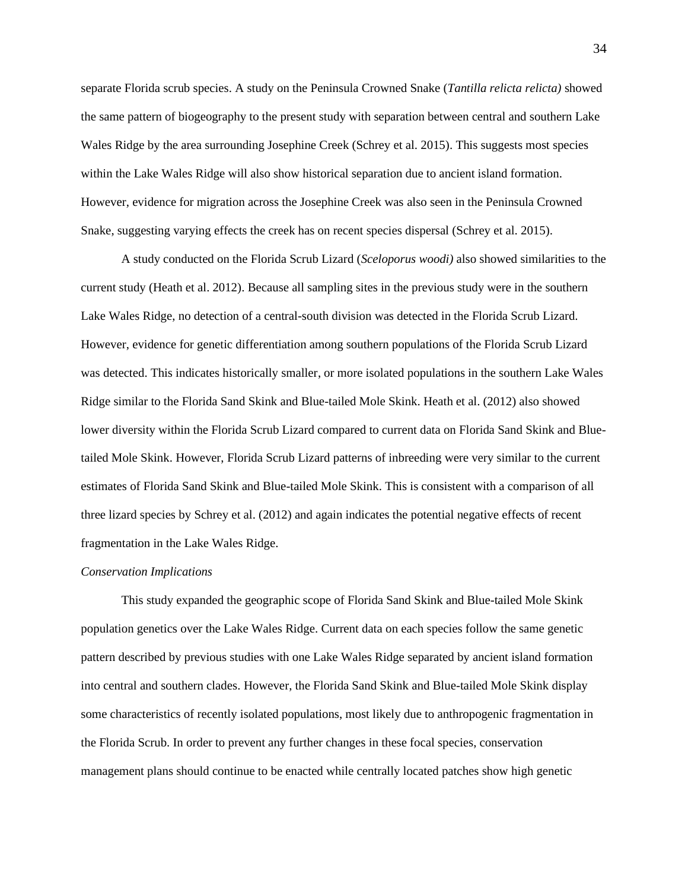separate Florida scrub species. A study on the Peninsula Crowned Snake (*Tantilla relicta relicta)* showed the same pattern of biogeography to the present study with separation between central and southern Lake Wales Ridge by the area surrounding Josephine Creek (Schrey et al. 2015). This suggests most species within the Lake Wales Ridge will also show historical separation due to ancient island formation. However, evidence for migration across the Josephine Creek was also seen in the Peninsula Crowned Snake, suggesting varying effects the creek has on recent species dispersal (Schrey et al. 2015).

A study conducted on the Florida Scrub Lizard (*Sceloporus woodi)* also showed similarities to the current study (Heath et al. 2012). Because all sampling sites in the previous study were in the southern Lake Wales Ridge, no detection of a central-south division was detected in the Florida Scrub Lizard. However, evidence for genetic differentiation among southern populations of the Florida Scrub Lizard was detected. This indicates historically smaller, or more isolated populations in the southern Lake Wales Ridge similar to the Florida Sand Skink and Blue-tailed Mole Skink. Heath et al. (2012) also showed lower diversity within the Florida Scrub Lizard compared to current data on Florida Sand Skink and Blue-tailed Mole Skink. However, Florida Scrub Lizard patterns of inbreeding were very similar to the current estimates of Florida Sand Skink and Blue-tailed Mole Skink. This is consistent with a comparison of all three lizard species by Schrey et al. (2012) and again indicates the potential negative effects of recent fragmentation in the Lake Wales Ridge.

*Conservation Implications*

This study expanded the geographic scope of Florida Sand Skink and Blue-tailed Mole Skink population genetics over the Lake Wales Ridge. Current data on each species follow the same genetic pattern described by previous studies with one Lake Wales Ridge separated by ancient island formation into central and southern clades. However, the Florida Sand Skink and Blue-tailed Mole Skink display some characteristics of recently isolated populations, most likely due to anthropogenic fragmentation in the Florida Scrub. In order to prevent any further changes in these focal species, conservation management plans should continue to be enacted while centrally located patches show high genetic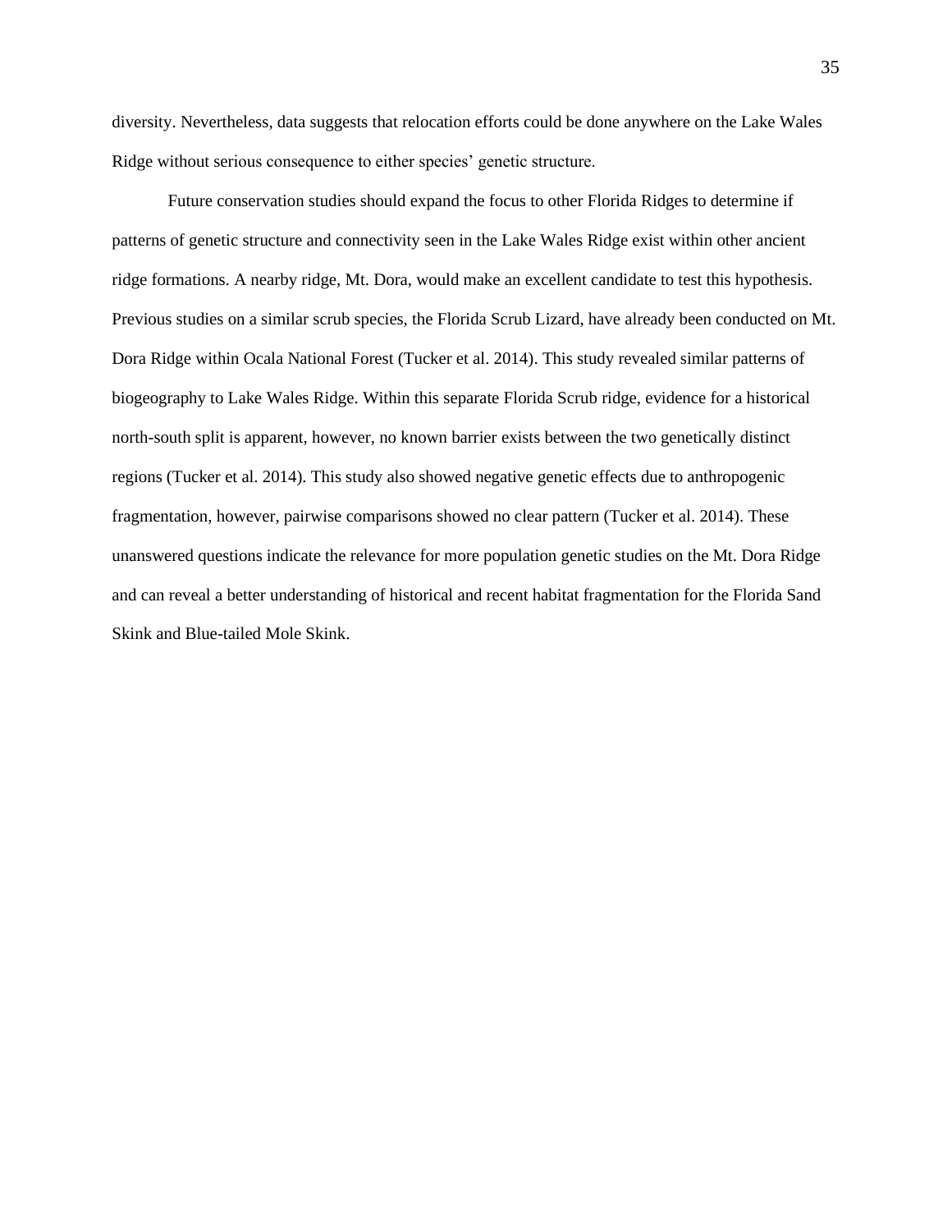diversity. Nevertheless, data suggests that relocation efforts could be done anywhere on the Lake Wales Ridge without serious consequence to either species' genetic structure.

Future conservation studies should expand the focus to other Florida Ridges to determine if patterns of genetic structure and connectivity seen in the Lake Wales Ridge exist within other ancient ridge formations. A nearby ridge, Mt. Dora, would make an excellent candidate to test this hypothesis. Previous studies on a similar scrub species, the Florida Scrub Lizard, have already been conducted on Mt. Dora Ridge within Ocala National Forest (Tucker et al. 2014). This study revealed similar patterns of biogeography to Lake Wales Ridge. Within this separate Florida Scrub ridge, evidence for a historical north-south split is apparent, however, no known barrier exists between the two genetically distinct regions (Tucker et al. 2014). This study also showed negative genetic effects due to anthropogenic fragmentation, however, pairwise comparisons showed no clear pattern (Tucker et al. 2014). These unanswered questions indicate the relevance for more population genetic studies on the Mt. Dora Ridge and can reveal a better understanding of historical and recent habitat fragmentation for the Florida Sand Skink and Blue-tailed Mole Skink.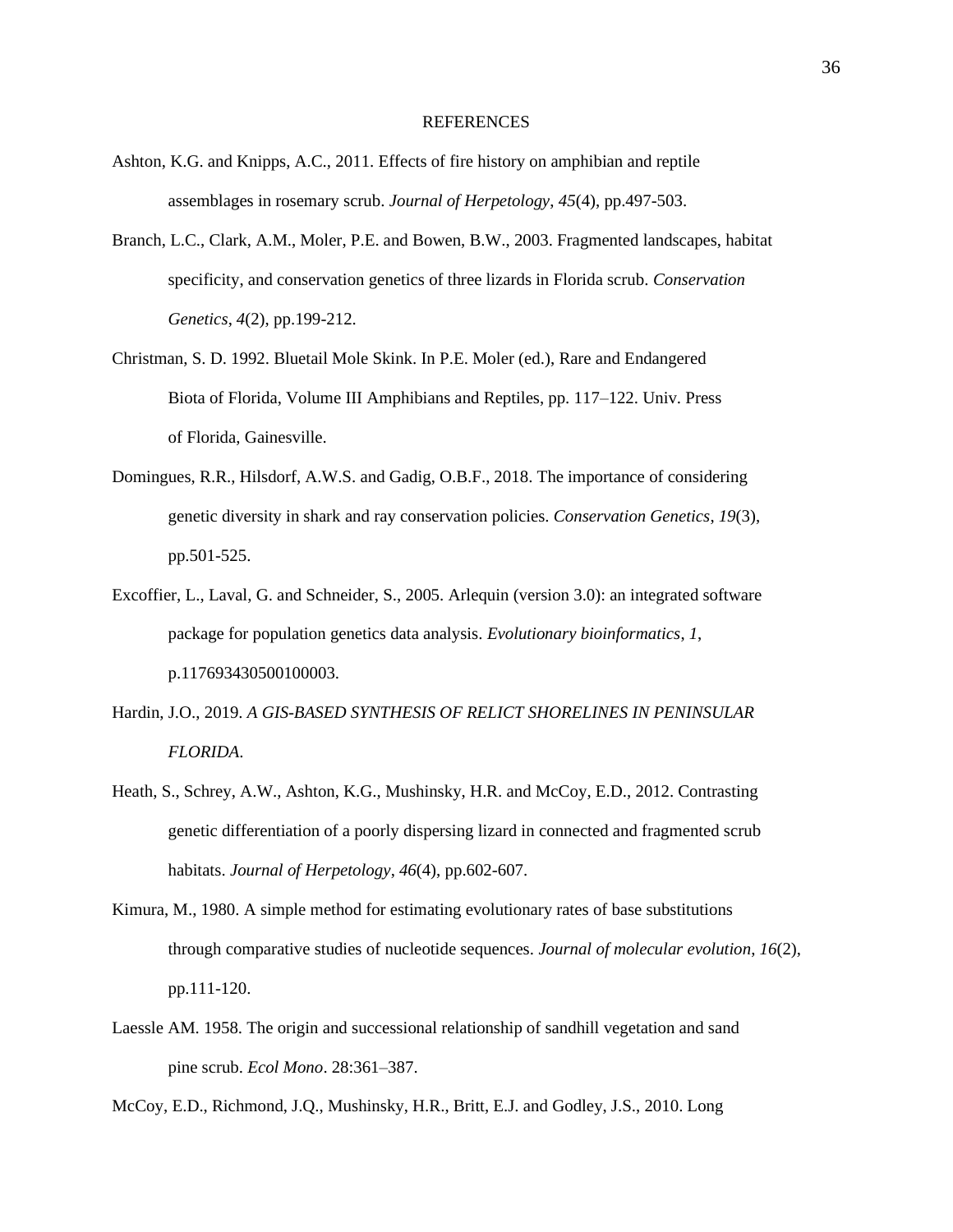# REFERENCES

Ashton, K.G. and Knipps, A.C., 2011. Effects of fire history on amphibian and reptile assemblages in rosemary scrub. *Journal of Herpetology*, *45*(4), pp.497-503.

Branch, L.C., Clark, A.M., Moler, P.E. and Bowen, B.W., 2003. Fragmented landscapes, habitat specificity, and conservation genetics of three lizards in Florida scrub. *Conservation Genetics*, *4*(2), pp.199-212.

Christman, S. D. 1992. Bluetail Mole Skink. In P.E. Moler (ed.), Rare and Endangered Biota of Florida, Volume III Amphibians and Reptiles, pp. 117–122. Univ. Press of Florida, Gainesville.

Domingues, R.R., Hilsdorf, A.W.S. and Gadig, O.B.F., 2018. The importance of considering genetic diversity in shark and ray conservation policies. *Conservation Genetics*, *19*(3), pp.501-525.

Excoffier, L., Laval, G. and Schneider, S., 2005. Arlequin (version 3.0): an integrated software package for population genetics data analysis. *Evolutionary bioinformatics*, *1*, p.117693430500100003.

Hardin, J.O., 2019. *A GIS-BASED SYNTHESIS OF RELICT SHORELINES IN PENINSULAR FLORIDA*.

Heath, S., Schrey, A.W., Ashton, K.G., Mushinsky, H.R. and McCoy, E.D., 2012. Contrasting genetic differentiation of a poorly dispersing lizard in connected and fragmented scrub habitats. *Journal of Herpetology*, *46*(4), pp.602-607.

Kimura, M., 1980. A simple method for estimating evolutionary rates of base substitutions through comparative studies of nucleotide sequences. *Journal of molecular evolution*, *16*(2), pp.111-120.

Laessle AM. 1958. The origin and successional relationship of sandhill vegetation and sand pine scrub. *Ecol Mono*. 28:361–387.

McCoy, E.D., Richmond, J.Q., Mushinsky, H.R., Britt, E.J. and Godley, J.S., 2010. Long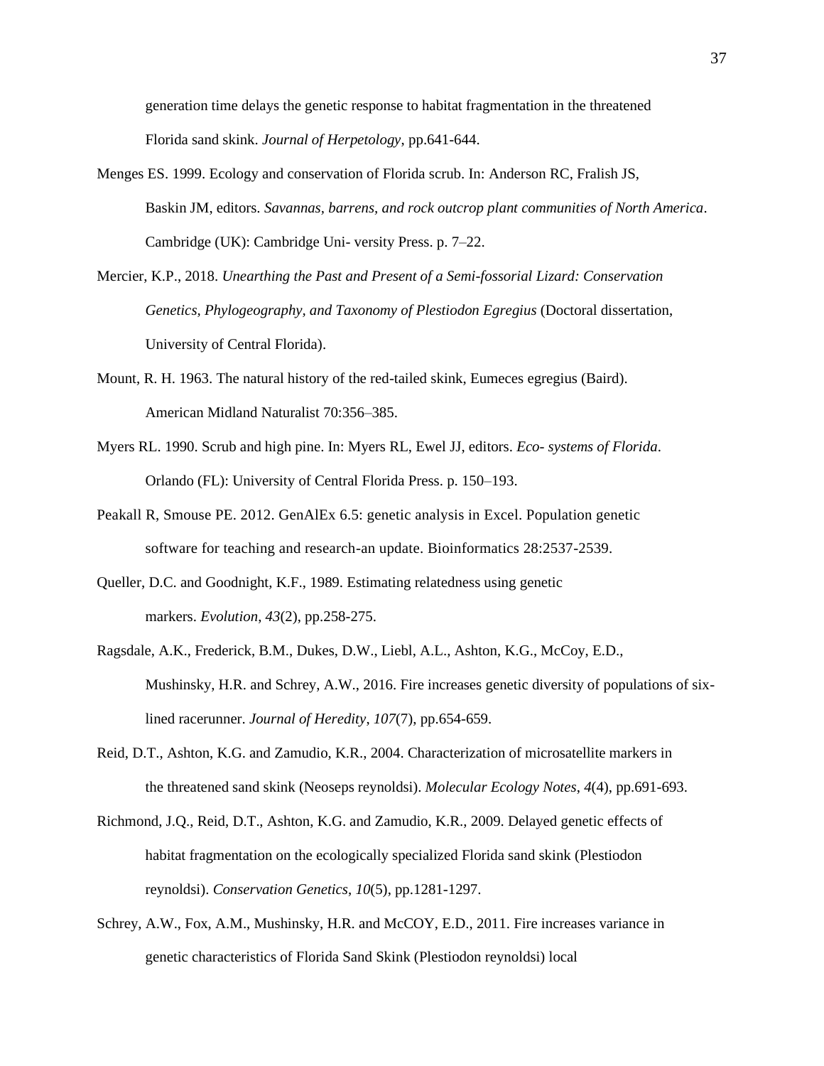generation time delays the genetic response to habitat fragmentation in the threatened Florida sand skink. *Journal of Herpetology*, pp.641-644.

Menges ES. 1999. Ecology and conservation of Florida scrub. In: Anderson RC, Fralish JS, Baskin JM, editors. *Savannas, barrens, and rock outcrop plant communities of North America*. Cambridge (UK): Cambridge Uni- versity Press. p. 7–22.

Mercier, K.P., 2018. *Unearthing the Past and Present of a Semi-fossorial Lizard: Conservation Genetics, Phylogeography, and Taxonomy of Plestiodon Egregius* (Doctoral dissertation, University of Central Florida).

Mount, R. H. 1963. The natural history of the red-tailed skink, Eumeces egregius (Baird). American Midland Naturalist 70:356–385.

Myers RL. 1990. Scrub and high pine. In: Myers RL, Ewel JJ, editors. *Eco- systems of Florida*. Orlando (FL): University of Central Florida Press. p. 150–193.

Peakall R, Smouse PE. 2012. GenAlEx 6.5: genetic analysis in Excel. Population genetic software for teaching and research-an update. Bioinformatics 28:2537-2539.

Queller, D.C. and Goodnight, K.F., 1989. Estimating relatedness using genetic markers. *Evolution*, *43*(2), pp.258-275.

Ragsdale, A.K., Frederick, B.M., Dukes, D.W., Liebl, A.L., Ashton, K.G., McCoy, E.D., Mushinsky, H.R. and Schrey, A.W., 2016. Fire increases genetic diversity of populations of six-lined racerunner. *Journal of Heredity*, *107*(7), pp.654-659.

Reid, D.T., Ashton, K.G. and Zamudio, K.R., 2004. Characterization of microsatellite markers in the threatened sand skink (Neoseps reynoldsi). *Molecular Ecology Notes*, *4*(4), pp.691-693.

Richmond, J.Q., Reid, D.T., Ashton, K.G. and Zamudio, K.R., 2009. Delayed genetic effects of habitat fragmentation on the ecologically specialized Florida sand skink (Plestiodon reynoldsi). *Conservation Genetics*, *10*(5), pp.1281-1297.

Schrey, A.W., Fox, A.M., Mushinsky, H.R. and McCOY, E.D., 2011. Fire increases variance in genetic characteristics of Florida Sand Skink (Plestiodon reynoldsi) local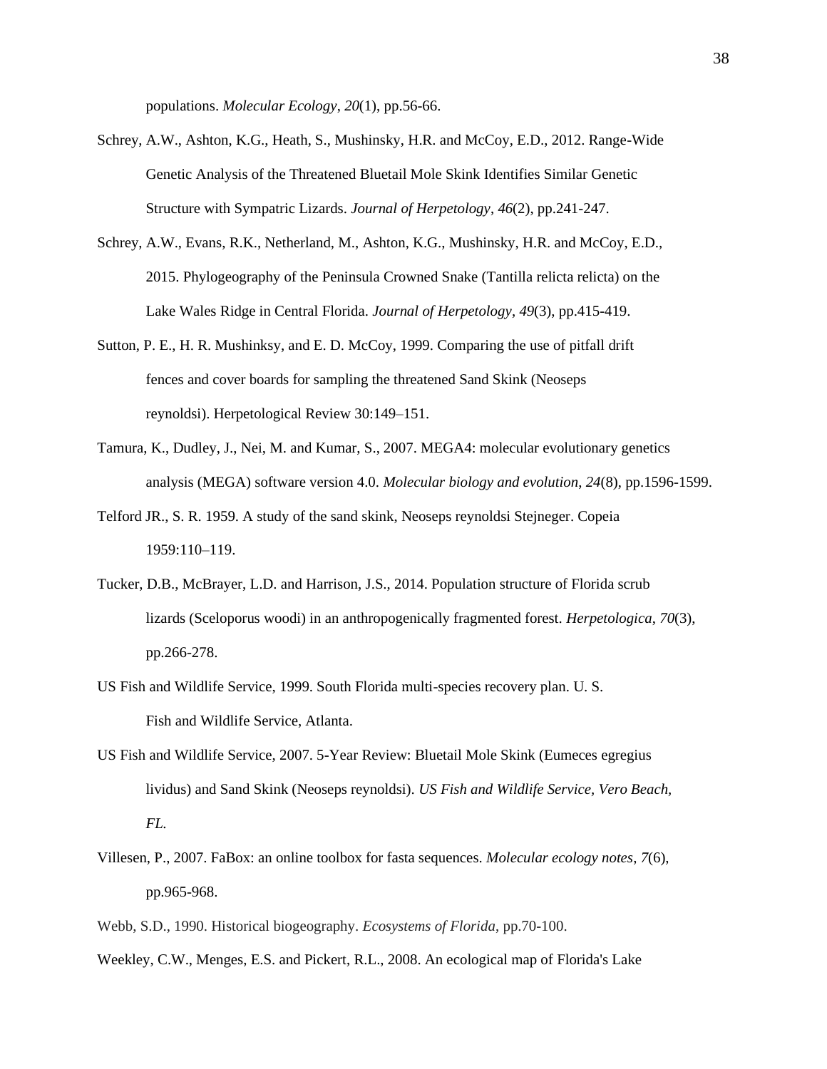populations. *Molecular Ecology*, *20*(1), pp.56-66.

Schrey, A.W., Ashton, K.G., Heath, S., Mushinsky, H.R. and McCoy, E.D., 2012. Range-Wide Genetic Analysis of the Threatened Bluetail Mole Skink Identifies Similar Genetic Structure with Sympatric Lizards. *Journal of Herpetology*, *46*(2), pp.241-247.

Schrey, A.W., Evans, R.K., Netherland, M., Ashton, K.G., Mushinsky, H.R. and McCoy, E.D., 2015. Phylogeography of the Peninsula Crowned Snake (Tantilla relicta relicta) on the Lake Wales Ridge in Central Florida. *Journal of Herpetology*, *49*(3), pp.415-419.

Sutton, P. E., H. R. Mushinksy, and E. D. McCoy, 1999. Comparing the use of pitfall drift fences and cover boards for sampling the threatened Sand Skink (Neoseps reynoldsi). Herpetological Review 30:149–151.

Tamura, K., Dudley, J., Nei, M. and Kumar, S., 2007. MEGA4: molecular evolutionary genetics analysis (MEGA) software version 4.0. *Molecular biology and evolution*, *24*(8), pp.1596-1599.

Telford JR., S. R. 1959. A study of the sand skink, Neoseps reynoldsi Stejneger. Copeia 1959:110–119.

Tucker, D.B., McBrayer, L.D. and Harrison, J.S., 2014. Population structure of Florida scrub lizards (Sceloporus woodi) in an anthropogenically fragmented forest. *Herpetologica*, *70*(3), pp.266-278.

US Fish and Wildlife Service, 1999. South Florida multi-species recovery plan. U. S. Fish and Wildlife Service, Atlanta.

US Fish and Wildlife Service, 2007. 5-Year Review: Bluetail Mole Skink (Eumeces egregius lividus) and Sand Skink (Neoseps reynoldsi). *US Fish and Wildlife Service, Vero Beach, FL.*

Villesen, P., 2007. FaBox: an online toolbox for fasta sequences. *Molecular ecology notes*, *7*(6), pp.965-968.

Webb, S.D., 1990. Historical biogeography. *Ecosystems of Florida*, pp.70-100.

Weekley, C.W., Menges, E.S. and Pickert, R.L., 2008. An ecological map of Florida's Lake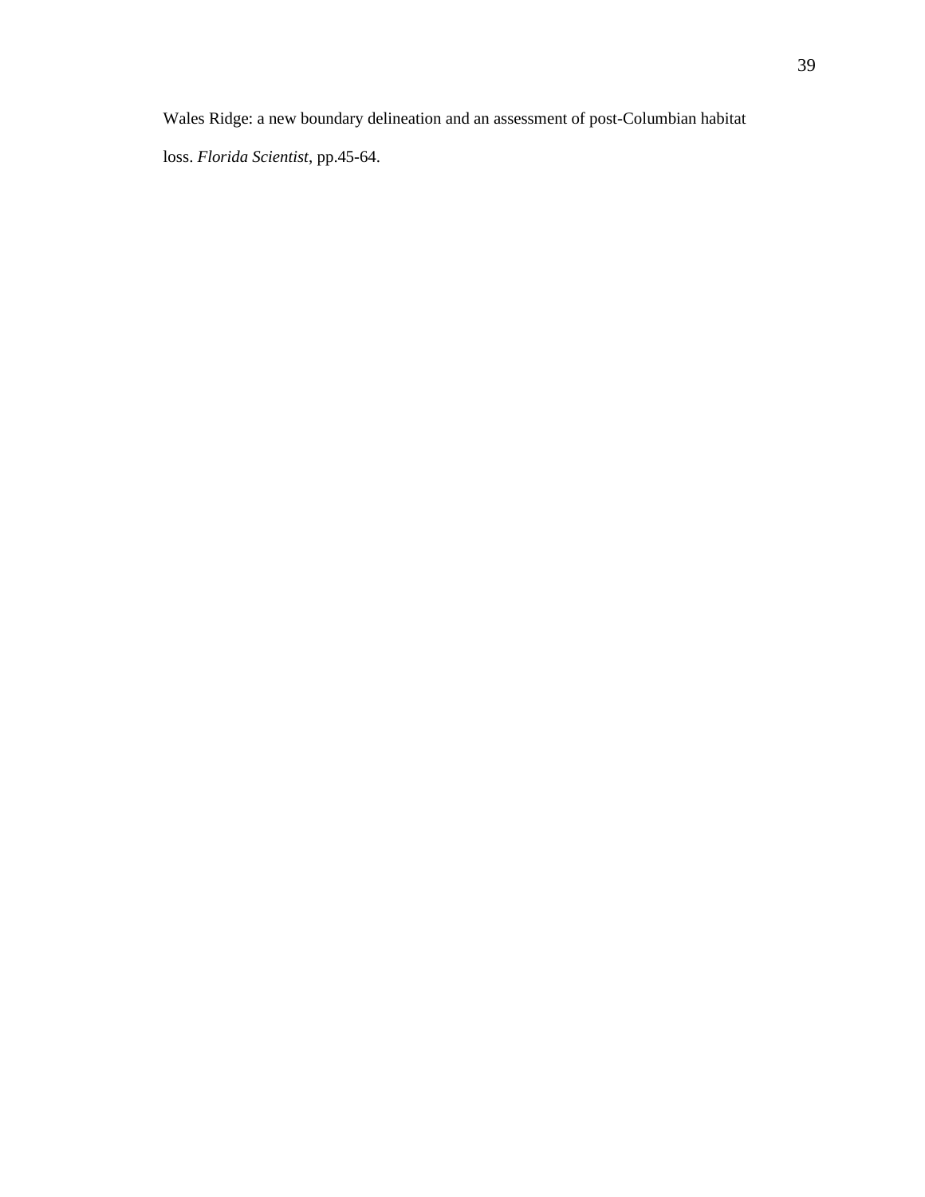Wales Ridge: a new boundary delineation and an assessment of post-Columbian habitat loss. *Florida Scientist*, pp.45-64.